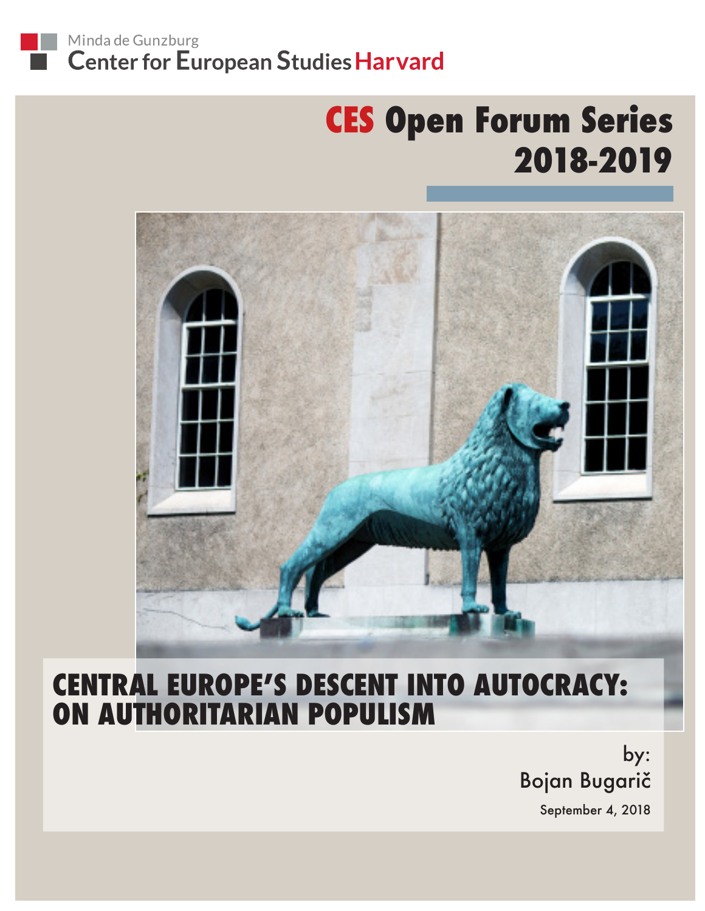Minda de Gunzburg
Center for European Studies Harvard

# CES Open Forum Series 2018-2019

# CENTRAL EUROPE'S DESCENT INTO AUTOCRACY: ON AUTHORITARIAN POPULISM

by:
Bojan Bugarič

September 4, 2018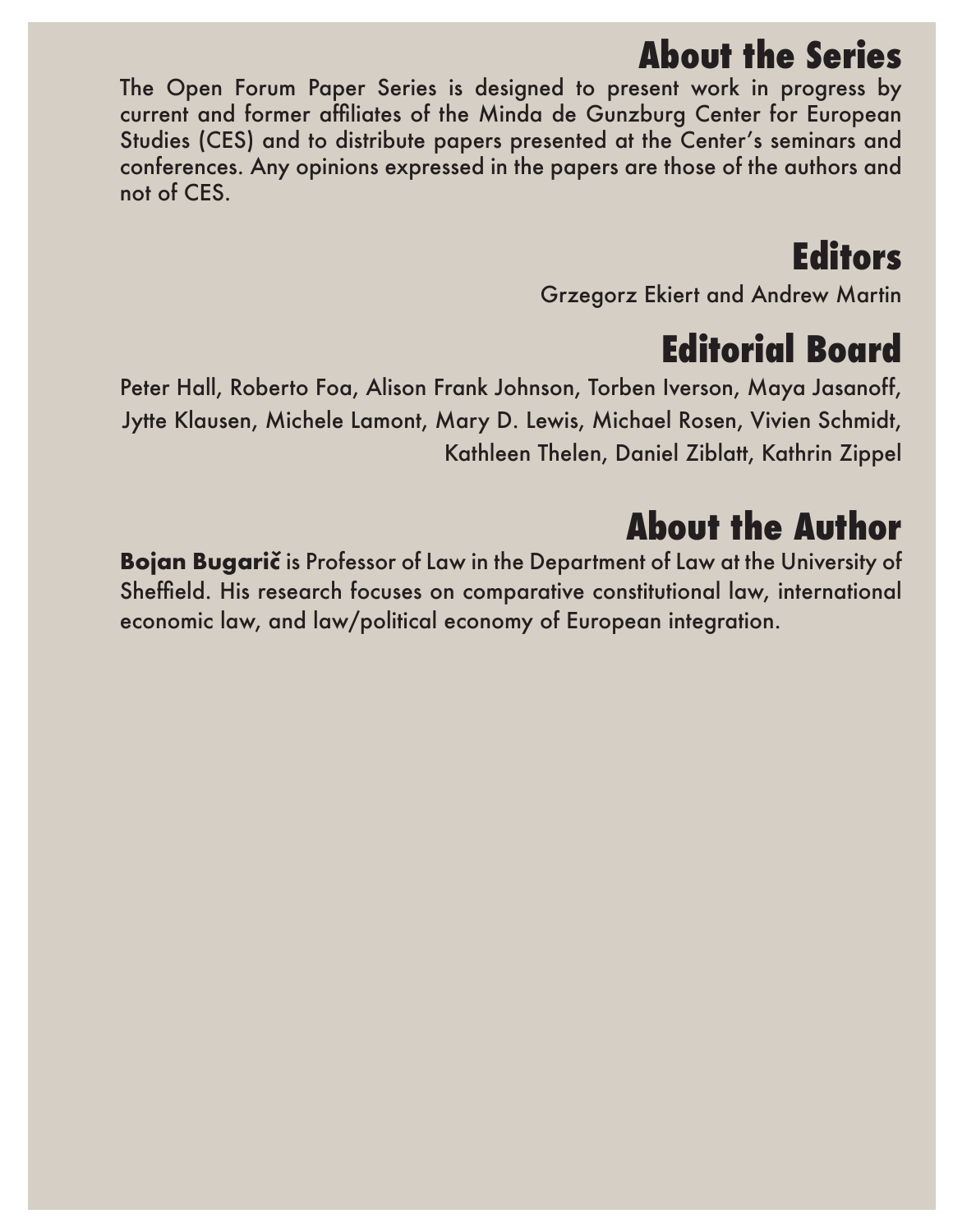## About the Series

The Open Forum Paper Series is designed to present work in progress by current and former affiliates of the Minda de Gunzburg Center for European Studies (CES) and to distribute papers presented at the Center's seminars and conferences. Any opinions expressed in the papers are those of the authors and not of CES.

## Editors

Grzegorz Ekiert and Andrew Martin

## Editorial Board

Peter Hall, Roberto Foa, Alison Frank Johnson, Torben Iverson, Maya Jasanoff, Jytte Klausen, Michele Lamont, Mary D. Lewis, Michael Rosen, Vivien Schmidt, Kathleen Thelen, Daniel Ziblatt, Kathrin Zippel

## About the Author

**Bojan Bugarič** is Professor of Law in the Department of Law at the University of Sheffield. His research focuses on comparative constitutional law, international economic law, and law/political economy of European integration.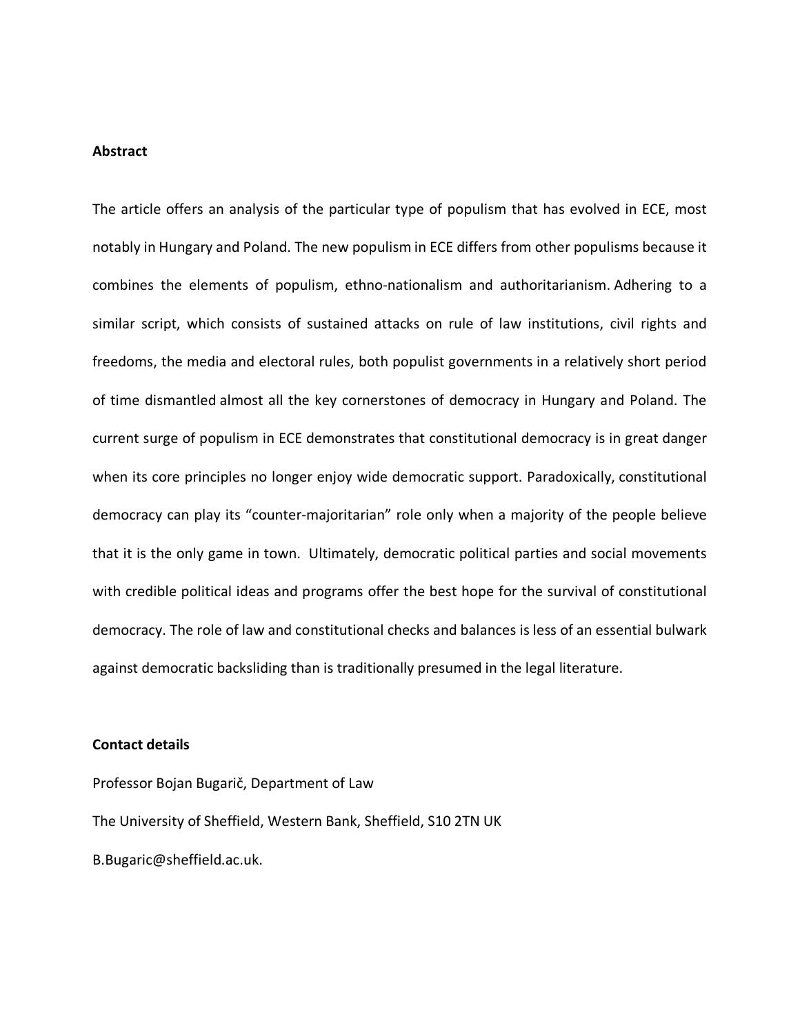**Abstract**

The article offers an analysis of the particular type of populism that has evolved in ECE, most notably in Hungary and Poland. The new populism in ECE differs from other populisms because it combines the elements of populism, ethno-nationalism and authoritarianism. Adhering to a similar script, which consists of sustained attacks on rule of law institutions, civil rights and freedoms, the media and electoral rules, both populist governments in a relatively short period of time dismantled almost all the key cornerstones of democracy in Hungary and Poland. The current surge of populism in ECE demonstrates that constitutional democracy is in great danger when its core principles no longer enjoy wide democratic support. Paradoxically, constitutional democracy can play its "counter-majoritarian" role only when a majority of the people believe that it is the only game in town. Ultimately, democratic political parties and social movements with credible political ideas and programs offer the best hope for the survival of constitutional democracy. The role of law and constitutional checks and balances is less of an essential bulwark against democratic backsliding than is traditionally presumed in the legal literature.

**Contact details**

Professor Bojan Bugarič, Department of Law

The University of Sheffield, Western Bank, Sheffield, S10 2TN UK

B.Bugaric@sheffield.ac.uk.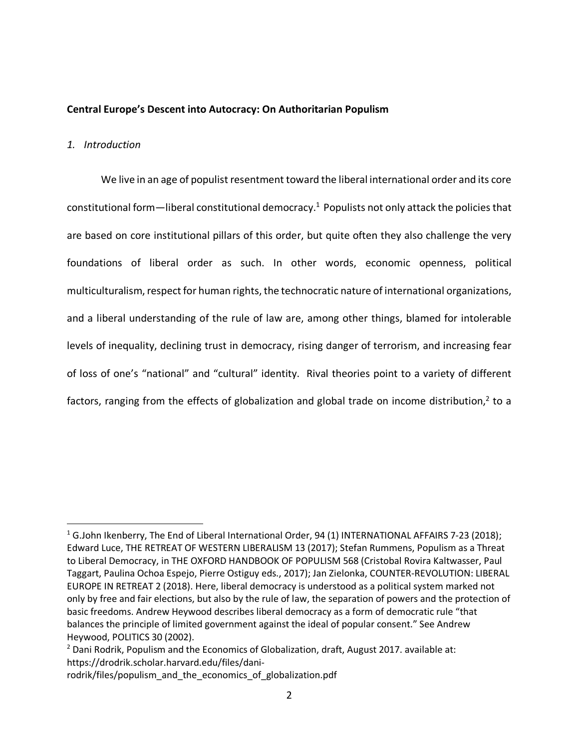**Central Europe's Descent into Autocracy: On Authoritarian Populism**

*1. Introduction*

We live in an age of populist resentment toward the liberal international order and its core constitutional form—liberal constitutional democracy.[1] Populists not only attack the policies that are based on core institutional pillars of this order, but quite often they also challenge the very foundations of liberal order as such. In other words, economic openness, political multiculturalism, respect for human rights, the technocratic nature of international organizations, and a liberal understanding of the rule of law are, among other things, blamed for intolerable levels of inequality, declining trust in democracy, rising danger of terrorism, and increasing fear of loss of one's "national" and "cultural" identity. Rival theories point to a variety of different factors, ranging from the effects of globalization and global trade on income distribution,[2] to a

---

[1] G.John Ikenberry, The End of Liberal International Order, 94 (1) INTERNATIONAL AFFAIRS 7-23 (2018); Edward Luce, THE RETREAT OF WESTERN LIBERALISM 13 (2017); Stefan Rummens, Populism as a Threat to Liberal Democracy, in THE OXFORD HANDBOOK OF POPULISM 568 (Cristobal Rovira Kaltwasser, Paul Taggart, Paulina Ochoa Espejo, Pierre Ostiguy eds., 2017); Jan Zielonka, COUNTER-REVOLUTION: LIBERAL EUROPE IN RETREAT 2 (2018). Here, liberal democracy is understood as a political system marked not only by free and fair elections, but also by the rule of law, the separation of powers and the protection of basic freedoms. Andrew Heywood describes liberal democracy as a form of democratic rule "that balances the principle of limited government against the ideal of popular consent." See Andrew Heywood, POLITICS 30 (2002).

[2] Dani Rodrik, Populism and the Economics of Globalization, draft, August 2017. available at: https://drodrik.scholar.harvard.edu/files/dani-rodrik/files/populism_and_the_economics_of_globalization.pdf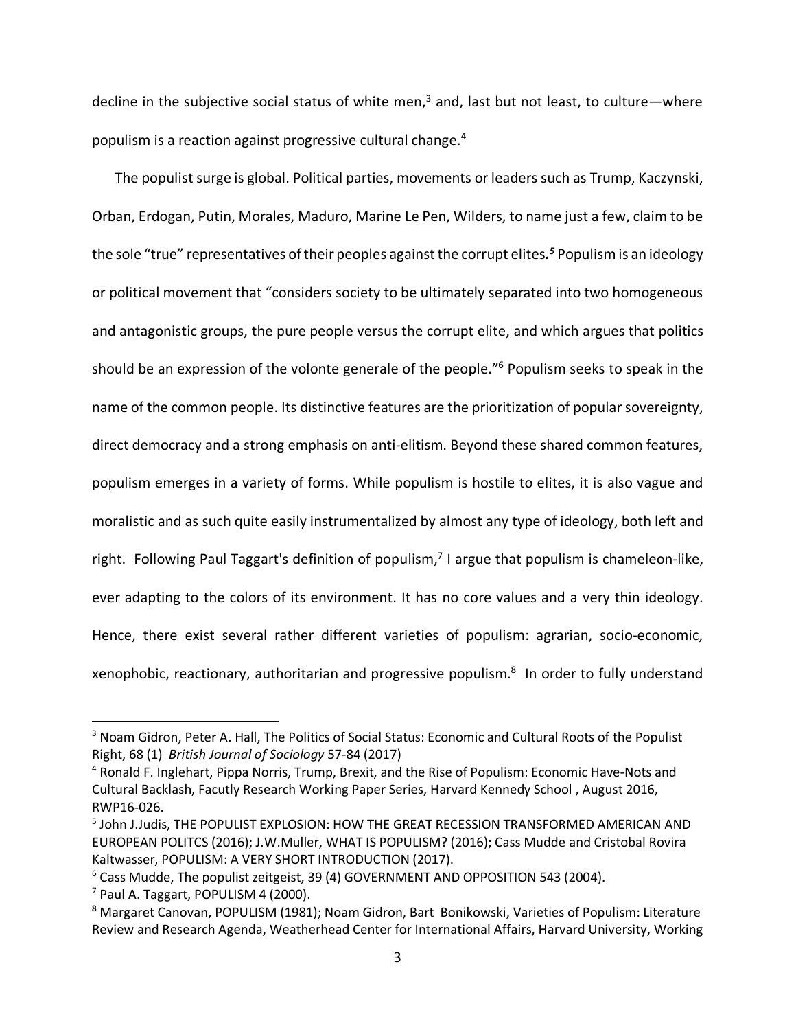decline in the subjective social status of white men,[3] and, last but not least, to culture—where populism is a reaction against progressive cultural change.[4]

The populist surge is global. Political parties, movements or leaders such as Trump, Kaczynski, Orban, Erdogan, Putin, Morales, Maduro, Marine Le Pen, Wilders, to name just a few, claim to be the sole "true" representatives of their peoples against the corrupt elites.[5] Populism is an ideology or political movement that "considers society to be ultimately separated into two homogeneous and antagonistic groups, the pure people versus the corrupt elite, and which argues that politics should be an expression of the volonte generale of the people."[6] Populism seeks to speak in the name of the common people. Its distinctive features are the prioritization of popular sovereignty, direct democracy and a strong emphasis on anti-elitism. Beyond these shared common features, populism emerges in a variety of forms. While populism is hostile to elites, it is also vague and moralistic and as such quite easily instrumentalized by almost any type of ideology, both left and right. Following Paul Taggart's definition of populism,[7] I argue that populism is chameleon-like, ever adapting to the colors of its environment. It has no core values and a very thin ideology. Hence, there exist several rather different varieties of populism: agrarian, socio-economic, xenophobic, reactionary, authoritarian and progressive populism.[8] In order to fully understand

---

[3] Noam Gidron, Peter A. Hall, The Politics of Social Status: Economic and Cultural Roots of the Populist Right, 68 (1) *British Journal of Sociology* 57-84 (2017)

[4] Ronald F. Inglehart, Pippa Norris, Trump, Brexit, and the Rise of Populism: Economic Have-Nots and Cultural Backlash, Facutly Research Working Paper Series, Harvard Kennedy School , August 2016, RWP16-026.

[5] John J.Judis, THE POPULIST EXPLOSION: HOW THE GREAT RECESSION TRANSFORMED AMERICAN AND EUROPEAN POLITCS (2016); J.W.Muller, WHAT IS POPULISM? (2016); Cass Mudde and Cristobal Rovira Kaltwasser, POPULISM: A VERY SHORT INTRODUCTION (2017).

[6] Cass Mudde, The populist zeitgeist, 39 (4) GOVERNMENT AND OPPOSITION 543 (2004).

[7] Paul A. Taggart, POPULISM 4 (2000).

[8] Margaret Canovan, POPULISM (1981); Noam Gidron, Bart Bonikowski, Varieties of Populism: Literature Review and Research Agenda, Weatherhead Center for International Affairs, Harvard University, Working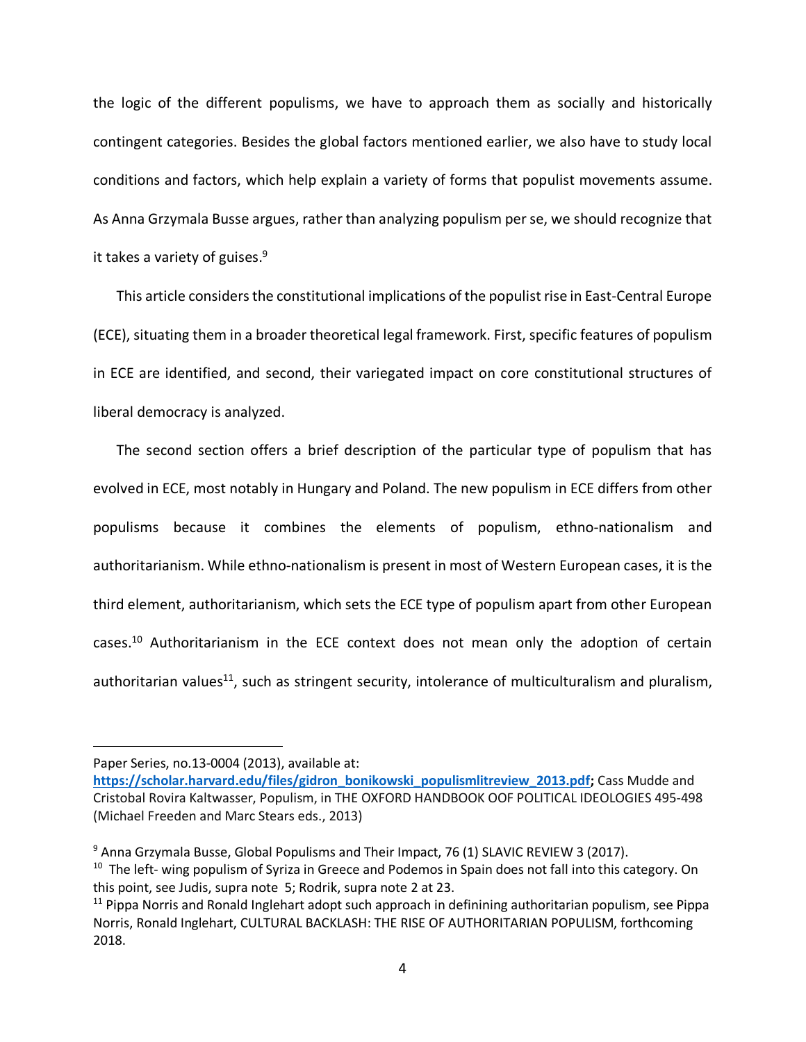the logic of the different populisms, we have to approach them as socially and historically contingent categories. Besides the global factors mentioned earlier, we also have to study local conditions and factors, which help explain a variety of forms that populist movements assume. As Anna Grzymala Busse argues, rather than analyzing populism per se, we should recognize that it takes a variety of guises.[9]

This article considers the constitutional implications of the populist rise in East-Central Europe (ECE), situating them in a broader theoretical legal framework. First, specific features of populism in ECE are identified, and second, their variegated impact on core constitutional structures of liberal democracy is analyzed.

The second section offers a brief description of the particular type of populism that has evolved in ECE, most notably in Hungary and Poland. The new populism in ECE differs from other populisms because it combines the elements of populism, ethno-nationalism and authoritarianism. While ethno-nationalism is present in most of Western European cases, it is the third element, authoritarianism, which sets the ECE type of populism apart from other European cases.[10] Authoritarianism in the ECE context does not mean only the adoption of certain authoritarian values[11], such as stringent security, intolerance of multiculturalism and pluralism,

---

Paper Series, no.13-0004 (2013), available at: **https://scholar.harvard.edu/files/gidron_bonikowski_populismlitreview_2013.pdf;** Cass Mudde and Cristobal Rovira Kaltwasser, Populism, in THE OXFORD HANDBOOK OOF POLITICAL IDEOLOGIES 495-498 (Michael Freeden and Marc Stears eds., 2013)

[9] Anna Grzymala Busse, Global Populisms and Their Impact, 76 (1) SLAVIC REVIEW 3 (2017).

[10] The left- wing populism of Syriza in Greece and Podemos in Spain does not fall into this category. On this point, see Judis, supra note 5; Rodrik, supra note 2 at 23.

[11] Pippa Norris and Ronald Inglehart adopt such approach in definining authoritarian populism, see Pippa Norris, Ronald Inglehart, CULTURAL BACKLASH: THE RISE OF AUTHORITARIAN POPULISM, forthcoming 2018.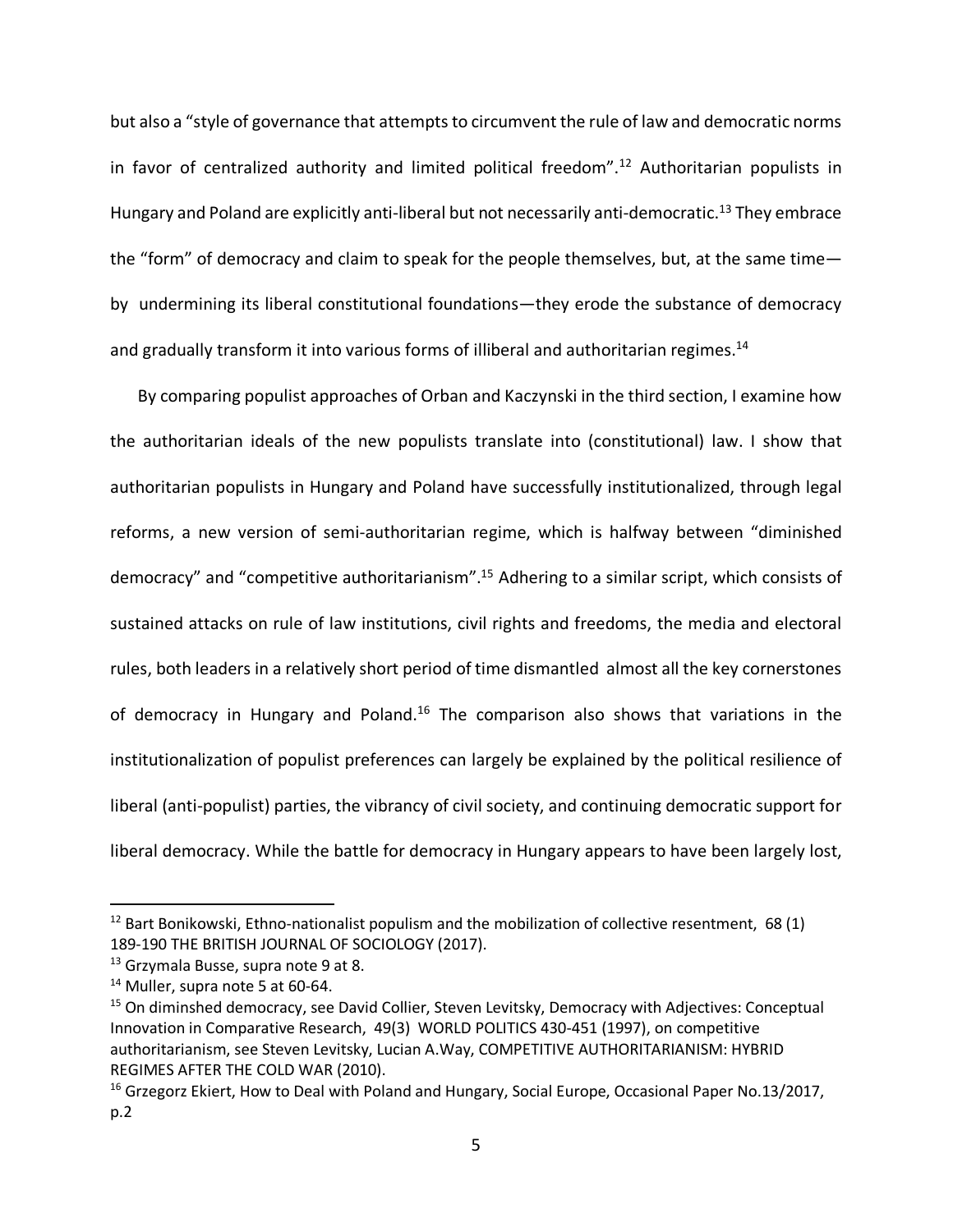but also a "style of governance that attempts to circumvent the rule of law and democratic norms in favor of centralized authority and limited political freedom".[12] Authoritarian populists in Hungary and Poland are explicitly anti-liberal but not necessarily anti-democratic.[13] They embrace the "form" of democracy and claim to speak for the people themselves, but, at the same time—by undermining its liberal constitutional foundations—they erode the substance of democracy and gradually transform it into various forms of illiberal and authoritarian regimes.[14]

By comparing populist approaches of Orban and Kaczynski in the third section, I examine how the authoritarian ideals of the new populists translate into (constitutional) law. I show that authoritarian populists in Hungary and Poland have successfully institutionalized, through legal reforms, a new version of semi-authoritarian regime, which is halfway between "diminished democracy" and "competitive authoritarianism".[15] Adhering to a similar script, which consists of sustained attacks on rule of law institutions, civil rights and freedoms, the media and electoral rules, both leaders in a relatively short period of time dismantled almost all the key cornerstones of democracy in Hungary and Poland.[16] The comparison also shows that variations in the institutionalization of populist preferences can largely be explained by the political resilience of liberal (anti-populist) parties, the vibrancy of civil society, and continuing democratic support for liberal democracy. While the battle for democracy in Hungary appears to have been largely lost,

---

[12] Bart Bonikowski, Ethno-nationalist populism and the mobilization of collective resentment, 68 (1) 189-190 THE BRITISH JOURNAL OF SOCIOLOGY (2017).

[13] Grzymala Busse, supra note 9 at 8.

[14] Muller, supra note 5 at 60-64.

[15] On diminshed democracy, see David Collier, Steven Levitsky, Democracy with Adjectives: Conceptual Innovation in Comparative Research, 49(3) WORLD POLITICS 430-451 (1997), on competitive authoritarianism, see Steven Levitsky, Lucian A.Way, COMPETITIVE AUTHORITARIANISM: HYBRID REGIMES AFTER THE COLD WAR (2010).

[16] Grzegorz Ekiert, How to Deal with Poland and Hungary, Social Europe, Occasional Paper No.13/2017, p.2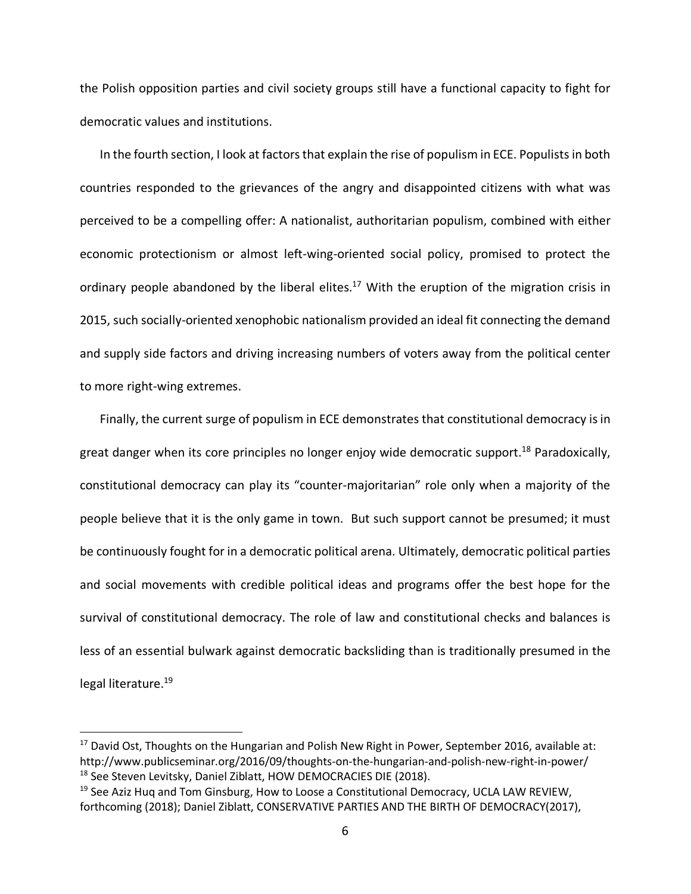the Polish opposition parties and civil society groups still have a functional capacity to fight for democratic values and institutions.

In the fourth section, I look at factors that explain the rise of populism in ECE. Populists in both countries responded to the grievances of the angry and disappointed citizens with what was perceived to be a compelling offer: A nationalist, authoritarian populism, combined with either economic protectionism or almost left-wing-oriented social policy, promised to protect the ordinary people abandoned by the liberal elites.[17] With the eruption of the migration crisis in 2015, such socially-oriented xenophobic nationalism provided an ideal fit connecting the demand and supply side factors and driving increasing numbers of voters away from the political center to more right-wing extremes.

Finally, the current surge of populism in ECE demonstrates that constitutional democracy is in great danger when its core principles no longer enjoy wide democratic support.[18] Paradoxically, constitutional democracy can play its "counter-majoritarian" role only when a majority of the people believe that it is the only game in town. But such support cannot be presumed; it must be continuously fought for in a democratic political arena. Ultimately, democratic political parties and social movements with credible political ideas and programs offer the best hope for the survival of constitutional democracy. The role of law and constitutional checks and balances is less of an essential bulwark against democratic backsliding than is traditionally presumed in the legal literature.[19]

---

[17] David Ost, Thoughts on the Hungarian and Polish New Right in Power, September 2016, available at: http://www.publicseminar.org/2016/09/thoughts-on-the-hungarian-and-polish-new-right-in-power/

[18] See Steven Levitsky, Daniel Ziblatt, HOW DEMOCRACIES DIE (2018).

[19] See Aziz Huq and Tom Ginsburg, How to Loose a Constitutional Democracy, UCLA LAW REVIEW, forthcoming (2018); Daniel Ziblatt, CONSERVATIVE PARTIES AND THE BIRTH OF DEMOCRACY(2017),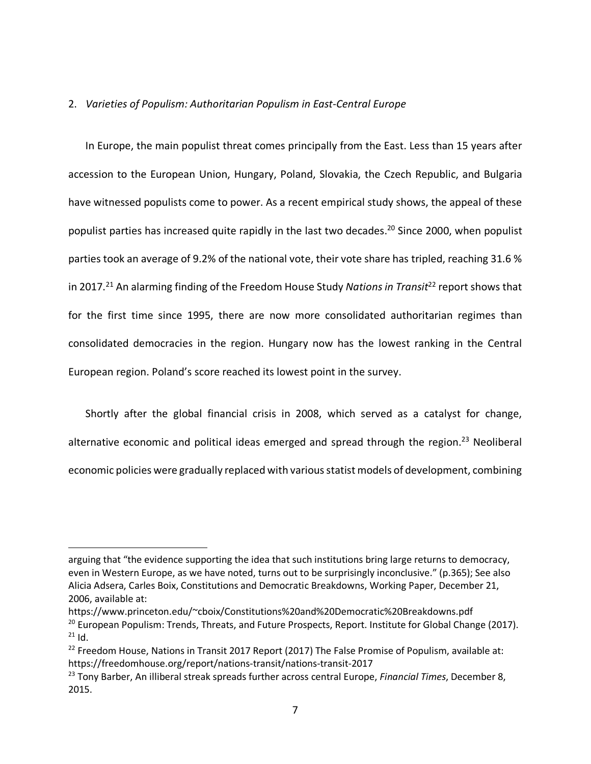## 2. *Varieties of Populism: Authoritarian Populism in East-Central Europe*

In Europe, the main populist threat comes principally from the East. Less than 15 years after accession to the European Union, Hungary, Poland, Slovakia, the Czech Republic, and Bulgaria have witnessed populists come to power. As a recent empirical study shows, the appeal of these populist parties has increased quite rapidly in the last two decades.[20] Since 2000, when populist parties took an average of 9.2% of the national vote, their vote share has tripled, reaching 31.6 % in 2017.[21] An alarming finding of the Freedom House Study *Nations in Transit*[22] report shows that for the first time since 1995, there are now more consolidated authoritarian regimes than consolidated democracies in the region. Hungary now has the lowest ranking in the Central European region. Poland's score reached its lowest point in the survey.

Shortly after the global financial crisis in 2008, which served as a catalyst for change, alternative economic and political ideas emerged and spread through the region.[23] Neoliberal economic policies were gradually replaced with various statist models of development, combining

---

arguing that "the evidence supporting the idea that such institutions bring large returns to democracy, even in Western Europe, as we have noted, turns out to be surprisingly inconclusive." (p.365); See also Alicia Adsera, Carles Boix, Constitutions and Democratic Breakdowns, Working Paper, December 21, 2006, available at: https://www.princeton.edu/~cboix/Constitutions%20and%20Democratic%20Breakdowns.pdf

[20] European Populism: Trends, Threats, and Future Prospects, Report. Institute for Global Change (2017).

[21] Id.

[22] Freedom House, Nations in Transit 2017 Report (2017) The False Promise of Populism, available at: https://freedomhouse.org/report/nations-transit/nations-transit-2017

[23] Tony Barber, An illiberal streak spreads further across central Europe, *Financial Times*, December 8, 2015.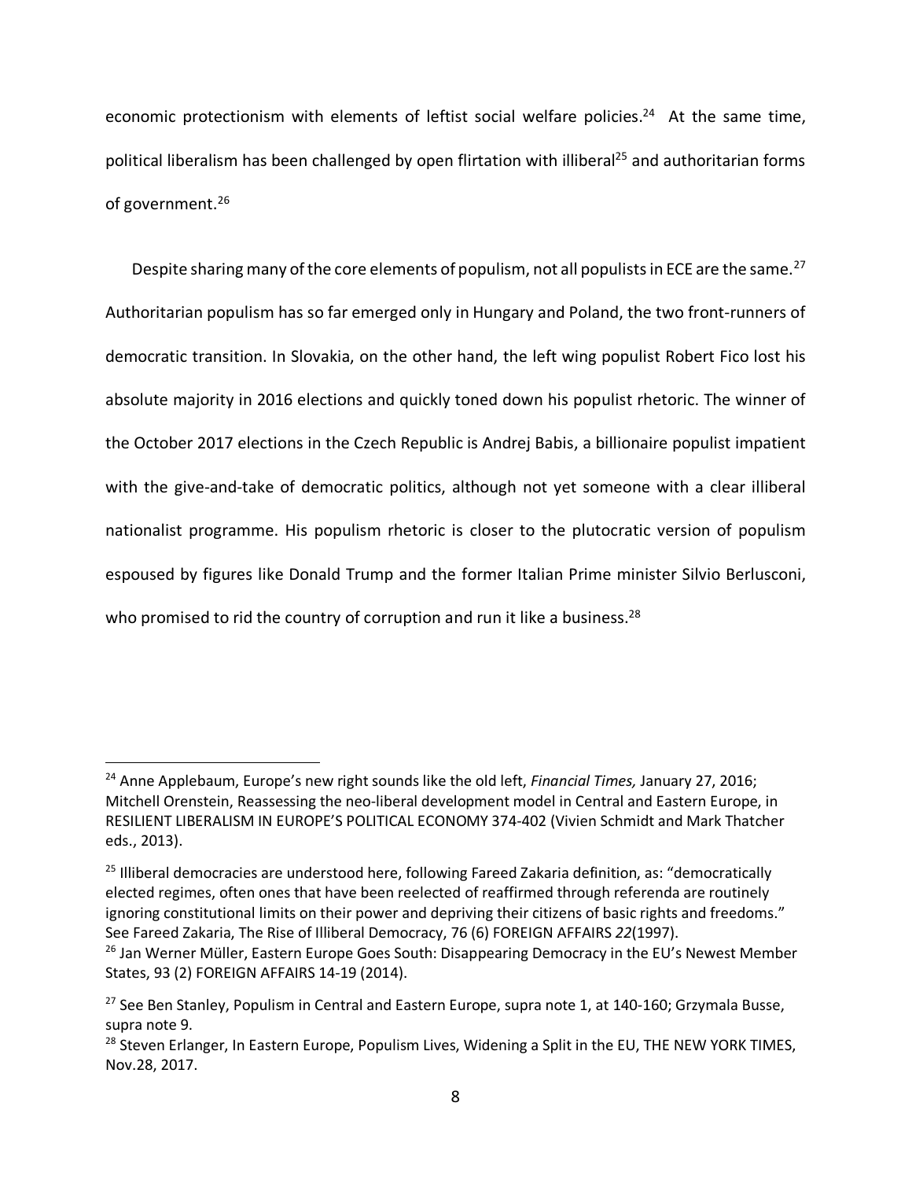economic protectionism with elements of leftist social welfare policies.[24] At the same time, political liberalism has been challenged by open flirtation with illiberal[25] and authoritarian forms of government.[26]

Despite sharing many of the core elements of populism, not all populists in ECE are the same.[27] Authoritarian populism has so far emerged only in Hungary and Poland, the two front-runners of democratic transition. In Slovakia, on the other hand, the left wing populist Robert Fico lost his absolute majority in 2016 elections and quickly toned down his populist rhetoric. The winner of the October 2017 elections in the Czech Republic is Andrej Babis, a billionaire populist impatient with the give-and-take of democratic politics, although not yet someone with a clear illiberal nationalist programme. His populism rhetoric is closer to the plutocratic version of populism espoused by figures like Donald Trump and the former Italian Prime minister Silvio Berlusconi, who promised to rid the country of corruption and run it like a business.[28]

---

[24] Anne Applebaum, Europe's new right sounds like the old left, *Financial Times,* January 27, 2016; Mitchell Orenstein, Reassessing the neo-liberal development model in Central and Eastern Europe, in RESILIENT LIBERALISM IN EUROPE'S POLITICAL ECONOMY 374-402 (Vivien Schmidt and Mark Thatcher eds., 2013).

[25] Illiberal democracies are understood here, following Fareed Zakaria definition, as: "democratically elected regimes, often ones that have been reelected of reaffirmed through referenda are routinely ignoring constitutional limits on their power and depriving their citizens of basic rights and freedoms." See Fareed Zakaria, The Rise of Illiberal Democracy, 76 (6) FOREIGN AFFAIRS *22*(1997).

[26] Jan Werner Müller, Eastern Europe Goes South: Disappearing Democracy in the EU's Newest Member States, 93 (2) FOREIGN AFFAIRS 14-19 (2014).

[27] See Ben Stanley, Populism in Central and Eastern Europe, supra note 1, at 140-160; Grzymala Busse, supra note 9.

[28] Steven Erlanger, In Eastern Europe, Populism Lives, Widening a Split in the EU, THE NEW YORK TIMES, Nov.28, 2017.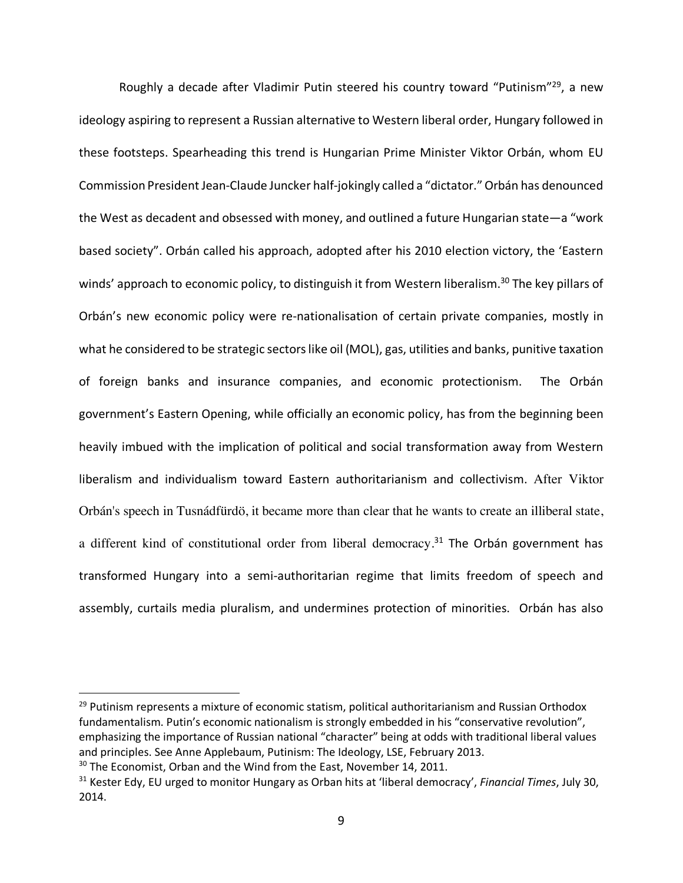Roughly a decade after Vladimir Putin steered his country toward "Putinism"[29], a new ideology aspiring to represent a Russian alternative to Western liberal order, Hungary followed in these footsteps. Spearheading this trend is Hungarian Prime Minister Viktor Orbán, whom EU Commission President Jean-Claude Juncker half-jokingly called a "dictator." Orbán has denounced the West as decadent and obsessed with money, and outlined a future Hungarian state—a "work based society". Orbán called his approach, adopted after his 2010 election victory, the 'Eastern winds' approach to economic policy, to distinguish it from Western liberalism.[30] The key pillars of Orbán's new economic policy were re-nationalisation of certain private companies, mostly in what he considered to be strategic sectors like oil (MOL), gas, utilities and banks, punitive taxation of foreign banks and insurance companies, and economic protectionism. The Orbán government's Eastern Opening, while officially an economic policy, has from the beginning been heavily imbued with the implication of political and social transformation away from Western liberalism and individualism toward Eastern authoritarianism and collectivism. After Viktor Orbán's speech in Tusnádfürdö, it became more than clear that he wants to create an illiberal state, a different kind of constitutional order from liberal democracy.[31] The Orbán government has transformed Hungary into a semi-authoritarian regime that limits freedom of speech and assembly, curtails media pluralism, and undermines protection of minorities. Orbán has also

---

[29] Putinism represents a mixture of economic statism, political authoritarianism and Russian Orthodox fundamentalism. Putin's economic nationalism is strongly embedded in his "conservative revolution", emphasizing the importance of Russian national "character" being at odds with traditional liberal values and principles. See Anne Applebaum, Putinism: The Ideology, LSE, February 2013.

[30] The Economist, Orban and the Wind from the East, November 14, 2011.

[31] Kester Edy, EU urged to monitor Hungary as Orban hits at 'liberal democracy', *Financial Times*, July 30, 2014.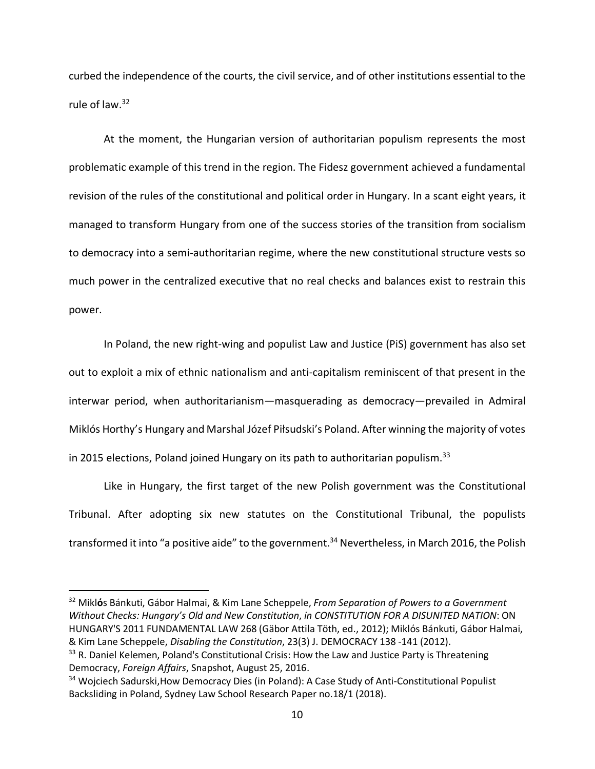curbed the independence of the courts, the civil service, and of other institutions essential to the rule of law.[32]

At the moment, the Hungarian version of authoritarian populism represents the most problematic example of this trend in the region. The Fidesz government achieved a fundamental revision of the rules of the constitutional and political order in Hungary. In a scant eight years, it managed to transform Hungary from one of the success stories of the transition from socialism to democracy into a semi-authoritarian regime, where the new constitutional structure vests so much power in the centralized executive that no real checks and balances exist to restrain this power.

In Poland, the new right-wing and populist Law and Justice (PiS) government has also set out to exploit a mix of ethnic nationalism and anti-capitalism reminiscent of that present in the interwar period, when authoritarianism—masquerading as democracy—prevailed in Admiral Miklós Horthy's Hungary and Marshal Józef Piłsudski's Poland. After winning the majority of votes in 2015 elections, Poland joined Hungary on its path to authoritarian populism.[33]

Like in Hungary, the first target of the new Polish government was the Constitutional Tribunal. After adopting six new statutes on the Constitutional Tribunal, the populists transformed it into "a positive aide" to the government.[34] Nevertheless, in March 2016, the Polish

---

[32] Miklós Bánkuti, Gábor Halmai, & Kim Lane Scheppele, *From Separation of Powers to a Government Without Checks: Hungary's Old and New Constitution*, *in CONSTITUTION FOR A DISUNITED NATION*: ON HUNGARY'S 2011 FUNDAMENTAL LAW 268 (Gäbor Attila Töth, ed., 2012); Miklós Bánkuti, Gábor Halmai, & Kim Lane Scheppele, *Disabling the Constitution*, 23(3) J. DEMOCRACY 138 -141 (2012).

[33] R. Daniel Kelemen, Poland's Constitutional Crisis: How the Law and Justice Party is Threatening Democracy, *Foreign Affairs*, Snapshot, August 25, 2016.

[34] Wojciech Sadurski,How Democracy Dies (in Poland): A Case Study of Anti-Constitutional Populist Backsliding in Poland, Sydney Law School Research Paper no.18/1 (2018).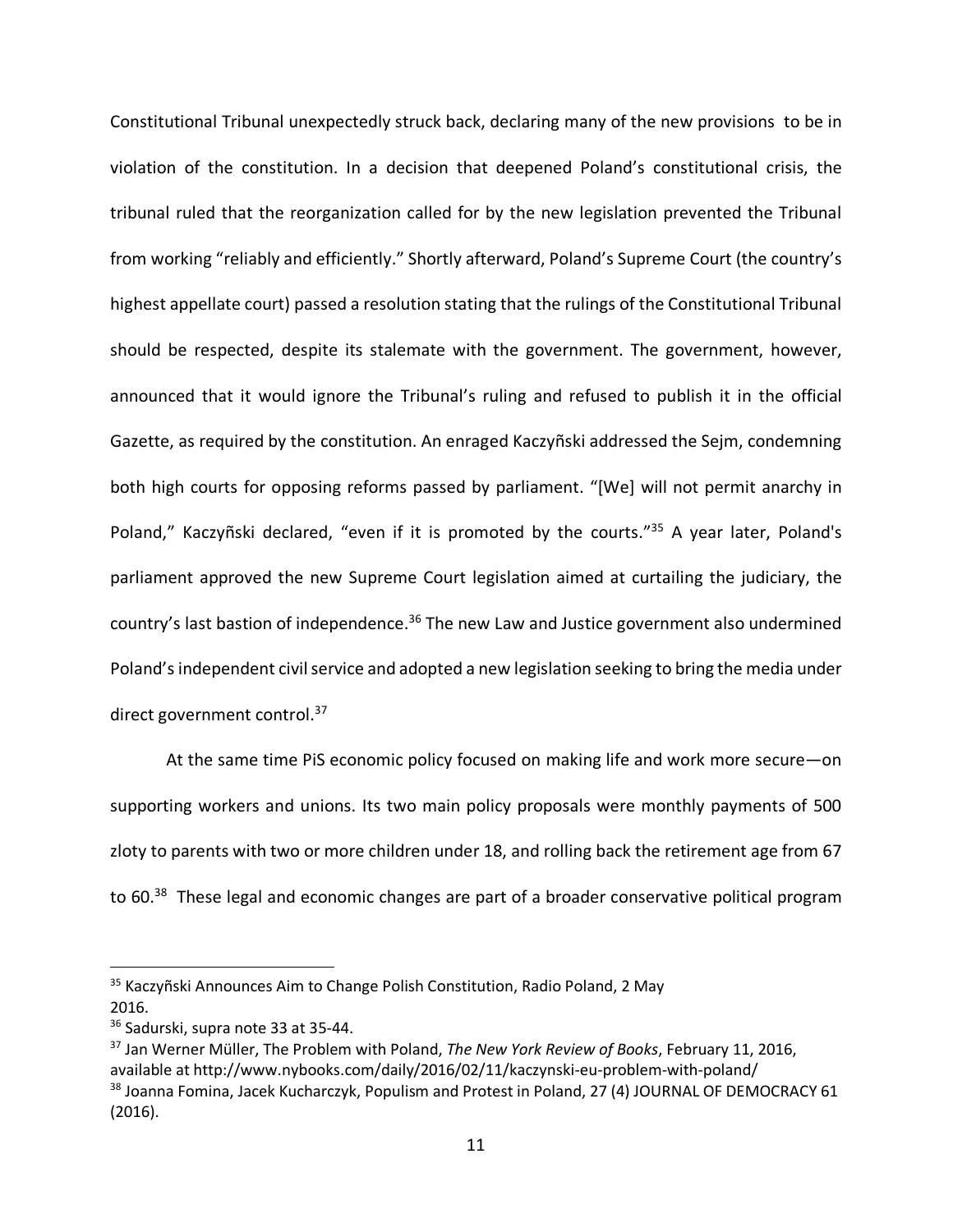Constitutional Tribunal unexpectedly struck back, declaring many of the new provisions  to be in violation of the constitution. In a decision that deepened Poland's constitutional crisis, the tribunal ruled that the reorganization called for by the new legislation prevented the Tribunal from working "reliably and efficiently." Shortly afterward, Poland's Supreme Court (the country's highest appellate court) passed a resolution stating that the rulings of the Constitutional Tribunal should be respected, despite its stalemate with the government. The government, however, announced that it would ignore the Tribunal's ruling and refused to publish it in the official Gazette, as required by the constitution. An enraged Kaczyñski addressed the Sejm, condemning both high courts for opposing reforms passed by parliament. "[We] will not permit anarchy in Poland," Kaczyñski declared, "even if it is promoted by the courts."[35] A year later, Poland's parliament approved the new Supreme Court legislation aimed at curtailing the judiciary, the country's last bastion of independence.[36] The new Law and Justice government also undermined Poland's independent civil service and adopted a new legislation seeking to bring the media under direct government control.[37]

At the same time PiS economic policy focused on making life and work more secure—on supporting workers and unions. Its two main policy proposals were monthly payments of 500 zloty to parents with two or more children under 18, and rolling back the retirement age from 67 to 60.[38] These legal and economic changes are part of a broader conservative political program

---

[35] Kaczyñski Announces Aim to Change Polish Constitution, Radio Poland, 2 May 2016.

[36] Sadurski, supra note 33 at 35-44.

[37] Jan Werner Müller, The Problem with Poland, *The New York Review of Books*, February 11, 2016, available at http://www.nybooks.com/daily/2016/02/11/kaczynski-eu-problem-with-poland/

[38] Joanna Fomina, Jacek Kucharczyk, Populism and Protest in Poland, 27 (4) JOURNAL OF DEMOCRACY 61 (2016).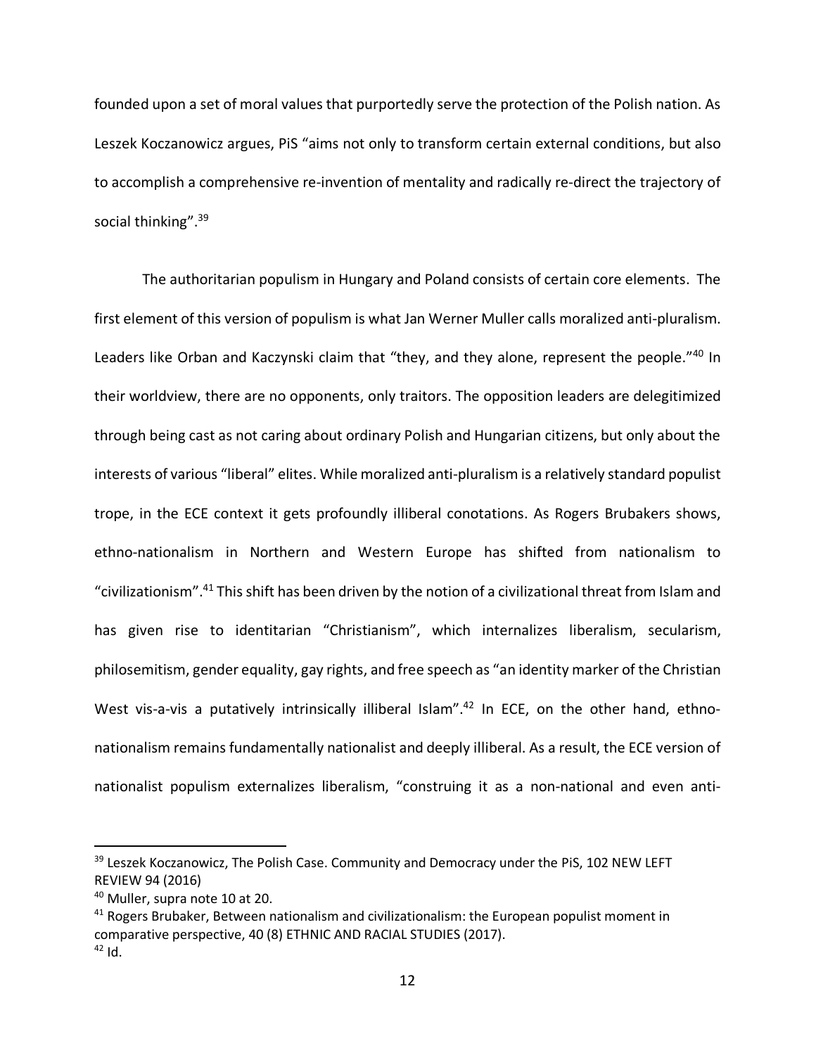founded upon a set of moral values that purportedly serve the protection of the Polish nation. As Leszek Koczanowicz argues, PiS "aims not only to transform certain external conditions, but also to accomplish a comprehensive re-invention of mentality and radically re-direct the trajectory of social thinking".[39]

The authoritarian populism in Hungary and Poland consists of certain core elements. The first element of this version of populism is what Jan Werner Muller calls moralized anti-pluralism. Leaders like Orban and Kaczynski claim that "they, and they alone, represent the people."[40] In their worldview, there are no opponents, only traitors. The opposition leaders are delegitimized through being cast as not caring about ordinary Polish and Hungarian citizens, but only about the interests of various "liberal" elites. While moralized anti-pluralism is a relatively standard populist trope, in the ECE context it gets profoundly illiberal conotations. As Rogers Brubakers shows, ethno-nationalism in Northern and Western Europe has shifted from nationalism to "civilizationism".[41] This shift has been driven by the notion of a civilizational threat from Islam and has given rise to identitarian "Christianism", which internalizes liberalism, secularism, philosemitism, gender equality, gay rights, and free speech as "an identity marker of the Christian West vis-a-vis a putatively intrinsically illiberal Islam".[42] In ECE, on the other hand, ethno-nationalism remains fundamentally nationalist and deeply illiberal. As a result, the ECE version of nationalist populism externalizes liberalism, "construing it as a non-national and even anti-

---

[39] Leszek Koczanowicz, The Polish Case. Community and Democracy under the PiS, 102 NEW LEFT REVIEW 94 (2016)

[40] Muller, supra note 10 at 20.

[41] Rogers Brubaker, Between nationalism and civilizationalism: the European populist moment in comparative perspective, 40 (8) ETHNIC AND RACIAL STUDIES (2017).

[42] Id.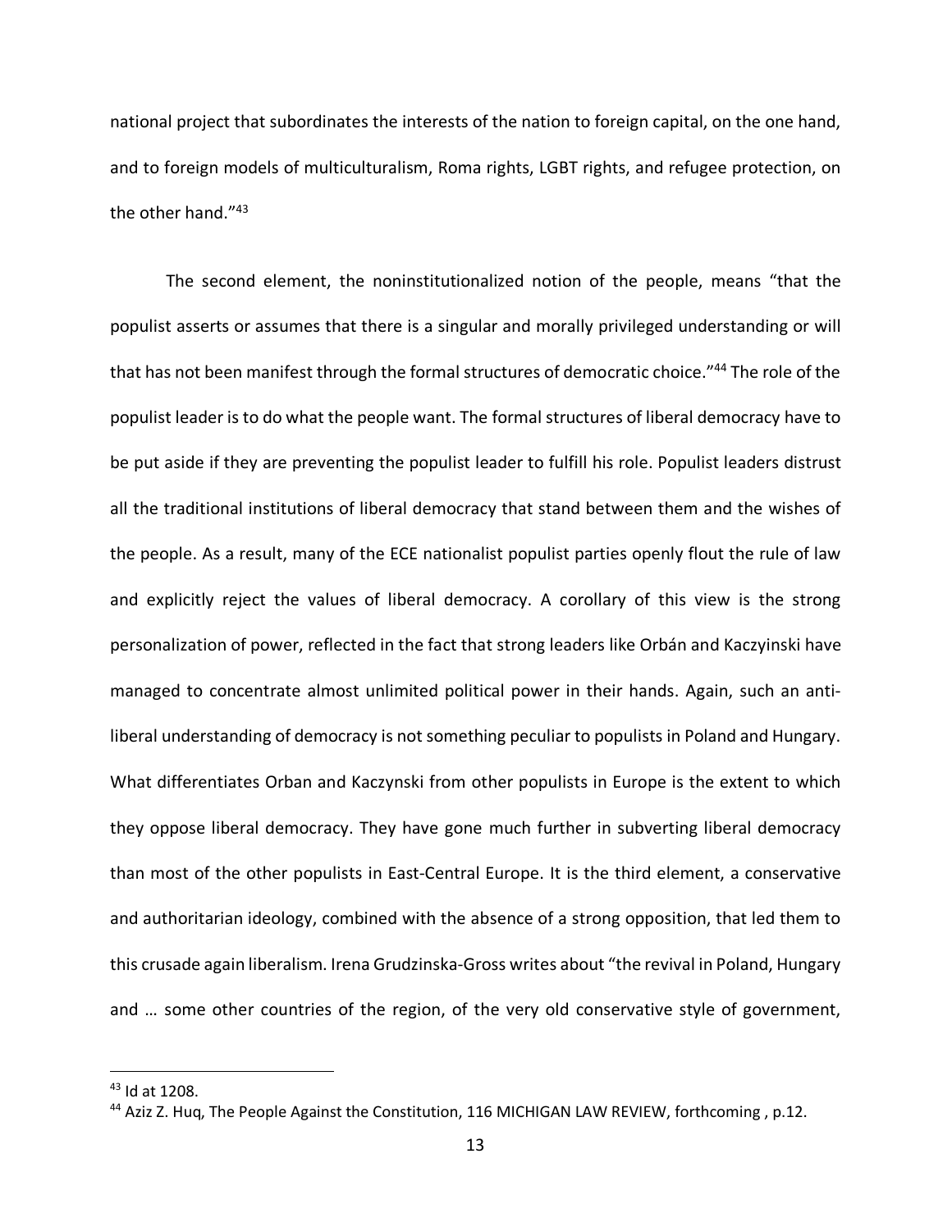national project that subordinates the interests of the nation to foreign capital, on the one hand, and to foreign models of multiculturalism, Roma rights, LGBT rights, and refugee protection, on the other hand."[43]

The second element, the noninstitutionalized notion of the people, means "that the populist asserts or assumes that there is a singular and morally privileged understanding or will that has not been manifest through the formal structures of democratic choice."[44] The role of the populist leader is to do what the people want. The formal structures of liberal democracy have to be put aside if they are preventing the populist leader to fulfill his role. Populist leaders distrust all the traditional institutions of liberal democracy that stand between them and the wishes of the people. As a result, many of the ECE nationalist populist parties openly flout the rule of law and explicitly reject the values of liberal democracy. A corollary of this view is the strong personalization of power, reflected in the fact that strong leaders like Orbán and Kaczyinski have managed to concentrate almost unlimited political power in their hands. Again, such an anti-liberal understanding of democracy is not something peculiar to populists in Poland and Hungary. What differentiates Orban and Kaczynski from other populists in Europe is the extent to which they oppose liberal democracy. They have gone much further in subverting liberal democracy than most of the other populists in East-Central Europe. It is the third element, a conservative and authoritarian ideology, combined with the absence of a strong opposition, that led them to this crusade again liberalism. Irena Grudzinska-Gross writes about "the revival in Poland, Hungary and … some other countries of the region, of the very old conservative style of government,

[43] Id at 1208.

[44] Aziz Z. Huq, The People Against the Constitution, 116 MICHIGAN LAW REVIEW, forthcoming , p.12.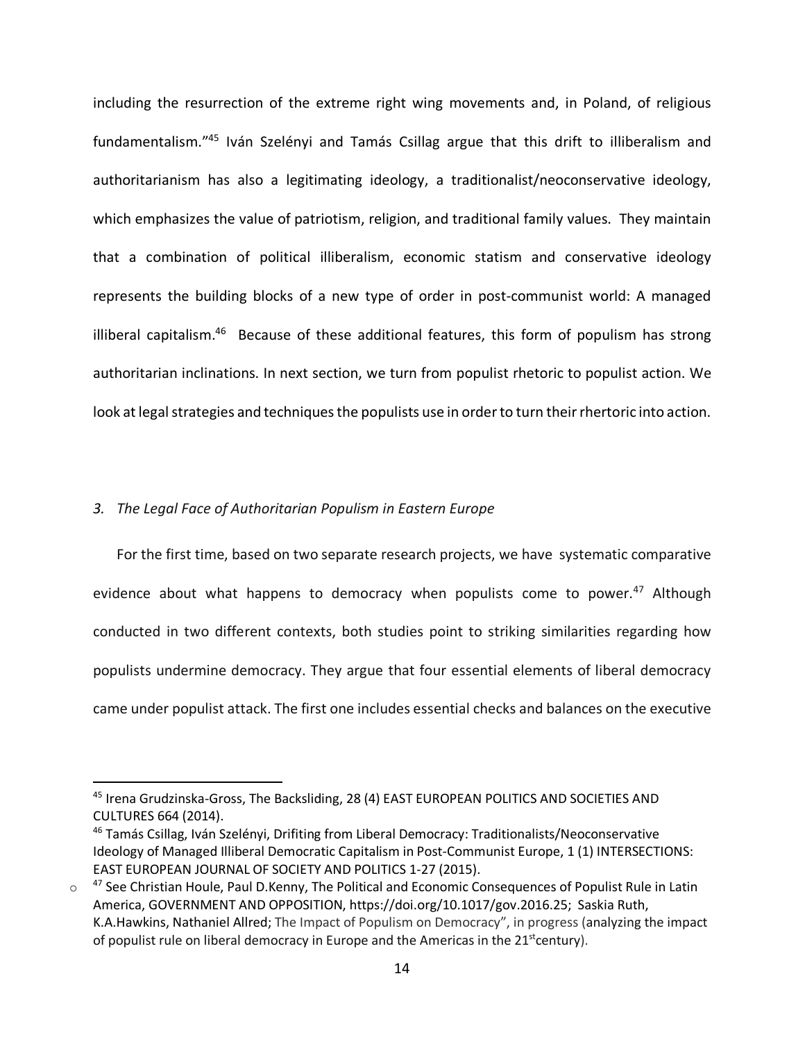including the resurrection of the extreme right wing movements and, in Poland, of religious fundamentalism."[45] Iván Szelényi and Tamás Csillag argue that this drift to illiberalism and authoritarianism has also a legitimating ideology, a traditionalist/neoconservative ideology, which emphasizes the value of patriotism, religion, and traditional family values. They maintain that a combination of political illiberalism, economic statism and conservative ideology represents the building blocks of a new type of order in post-communist world: A managed illiberal capitalism.[46] Because of these additional features, this form of populism has strong authoritarian inclinations. In next section, we turn from populist rhetoric to populist action. We look at legal strategies and techniques the populists use in order to turn their rhertoric into action.

### *3. The Legal Face of Authoritarian Populism in Eastern Europe*

For the first time, based on two separate research projects, we have systematic comparative evidence about what happens to democracy when populists come to power.[47] Although conducted in two different contexts, both studies point to striking similarities regarding how populists undermine democracy. They argue that four essential elements of liberal democracy came under populist attack. The first one includes essential checks and balances on the executive

---

[45] Irena Grudzinska-Gross, The Backsliding, 28 (4) EAST EUROPEAN POLITICS AND SOCIETIES AND CULTURES 664 (2014).

[46] Tamás Csillag, Iván Szelényi, Drifting from Liberal Democracy: Traditionalists/Neoconservative Ideology of Managed Illiberal Democratic Capitalism in Post-Communist Europe, 1 (1) INTERSECTIONS: EAST EUROPEAN JOURNAL OF SOCIETY AND POLITICS 1-27 (2015).

[47] See Christian Houle, Paul D.Kenny, The Political and Economic Consequences of Populist Rule in Latin America, GOVERNMENT AND OPPOSITION, https://doi.org/10.1017/gov.2016.25; Saskia Ruth, K.A.Hawkins, Nathaniel Allred; The Impact of Populism on Democracy", in progress (analyzing the impact of populist rule on liberal democracy in Europe and the Americas in the 21st century).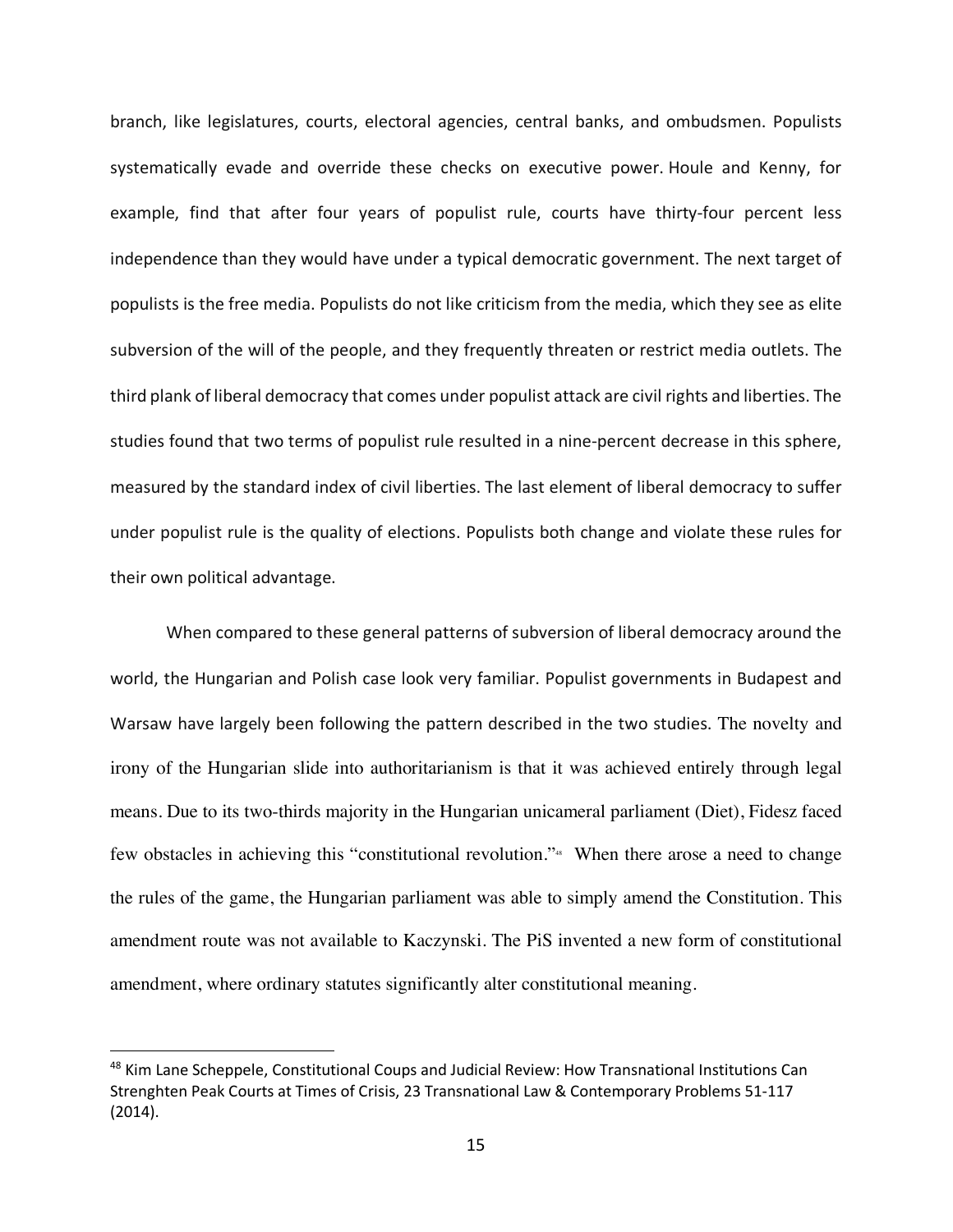branch, like legislatures, courts, electoral agencies, central banks, and ombudsmen. Populists systematically evade and override these checks on executive power. Houle and Kenny, for example, find that after four years of populist rule, courts have thirty-four percent less independence than they would have under a typical democratic government. The next target of populists is the free media. Populists do not like criticism from the media, which they see as elite subversion of the will of the people, and they frequently threaten or restrict media outlets. The third plank of liberal democracy that comes under populist attack are civil rights and liberties. The studies found that two terms of populist rule resulted in a nine-percent decrease in this sphere, measured by the standard index of civil liberties. The last element of liberal democracy to suffer under populist rule is the quality of elections. Populists both change and violate these rules for their own political advantage.

When compared to these general patterns of subversion of liberal democracy around the world, the Hungarian and Polish case look very familiar. Populist governments in Budapest and Warsaw have largely been following the pattern described in the two studies. The novelty and irony of the Hungarian slide into authoritarianism is that it was achieved entirely through legal means. Due to its two-thirds majority in the Hungarian unicameral parliament (Diet), Fidesz faced few obstacles in achieving this "constitutional revolution."[48] When there arose a need to change the rules of the game, the Hungarian parliament was able to simply amend the Constitution. This amendment route was not available to Kaczynski. The PiS invented a new form of constitutional amendment, where ordinary statutes significantly alter constitutional meaning.

---

[48] Kim Lane Scheppele, Constitutional Coups and Judicial Review: How Transnational Institutions Can Strenghten Peak Courts at Times of Crisis, 23 Transnational Law & Contemporary Problems 51-117 (2014).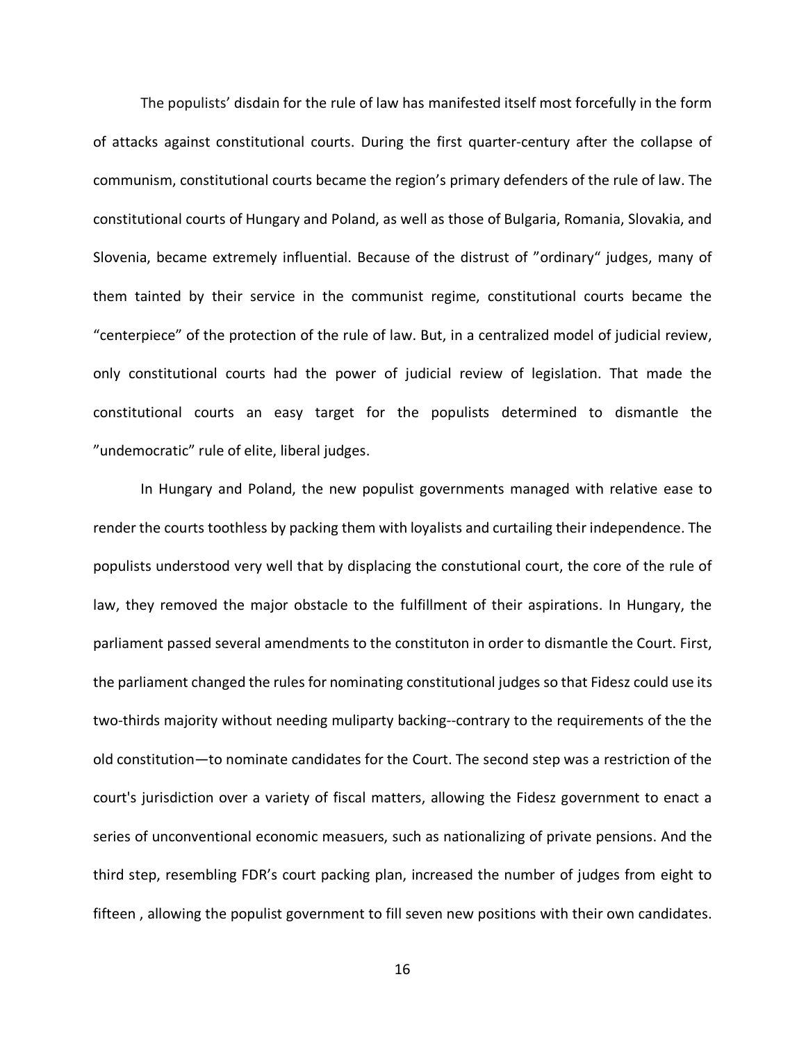The populists' disdain for the rule of law has manifested itself most forcefully in the form of attacks against constitutional courts. During the first quarter-century after the collapse of communism, constitutional courts became the region's primary defenders of the rule of law. The constitutional courts of Hungary and Poland, as well as those of Bulgaria, Romania, Slovakia, and Slovenia, became extremely influential. Because of the distrust of "ordinary" judges, many of them tainted by their service in the communist regime, constitutional courts became the "centerpiece" of the protection of the rule of law. But, in a centralized model of judicial review, only constitutional courts had the power of judicial review of legislation. That made the constitutional courts an easy target for the populists determined to dismantle the "undemocratic" rule of elite, liberal judges.

In Hungary and Poland, the new populist governments managed with relative ease to render the courts toothless by packing them with loyalists and curtailing their independence. The populists understood very well that by displacing the constutional court, the core of the rule of law, they removed the major obstacle to the fulfillment of their aspirations. In Hungary, the parliament passed several amendments to the constituton in order to dismantle the Court. First, the parliament changed the rules for nominating constitutional judges so that Fidesz could use its two-thirds majority without needing muliparty backing--contrary to the requirements of the the old constitution—to nominate candidates for the Court. The second step was a restriction of the court's jurisdiction over a variety of fiscal matters, allowing the Fidesz government to enact a series of unconventional economic measuers, such as nationalizing of private pensions. And the third step, resembling FDR's court packing plan, increased the number of judges from eight to fifteen , allowing the populist government to fill seven new positions with their own candidates.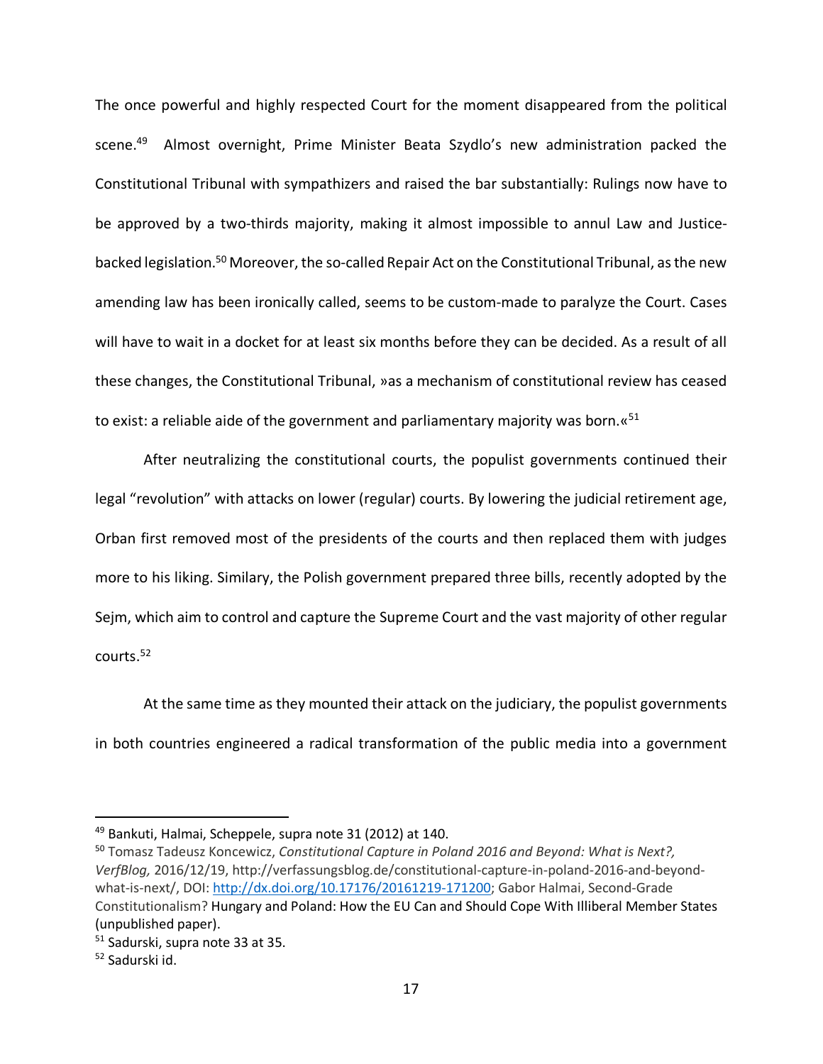The once powerful and highly respected Court for the moment disappeared from the political scene.[49] Almost overnight, Prime Minister Beata Szydlo's new administration packed the Constitutional Tribunal with sympathizers and raised the bar substantially: Rulings now have to be approved by a two-thirds majority, making it almost impossible to annul Law and Justice-backed legislation.[50] Moreover, the so-called Repair Act on the Constitutional Tribunal, as the new amending law has been ironically called, seems to be custom-made to paralyze the Court. Cases will have to wait in a docket for at least six months before they can be decided. As a result of all these changes, the Constitutional Tribunal, »as a mechanism of constitutional review has ceased to exist: a reliable aide of the government and parliamentary majority was born.«[51]

After neutralizing the constitutional courts, the populist governments continued their legal "revolution" with attacks on lower (regular) courts. By lowering the judicial retirement age, Orban first removed most of the presidents of the courts and then replaced them with judges more to his liking. Similary, the Polish government prepared three bills, recently adopted by the Sejm, which aim to control and capture the Supreme Court and the vast majority of other regular courts.[52]

At the same time as they mounted their attack on the judiciary, the populist governments in both countries engineered a radical transformation of the public media into a government

---

[49] Bankuti, Halmai, Scheppele, supra note 31 (2012) at 140.

[50] Tomasz Tadeusz Koncewicz, *Constitutional Capture in Poland 2016 and Beyond: What is Next?, VerfBlog,* 2016/12/19, http://verfassungsblog.de/constitutional-capture-in-poland-2016-and-beyond-what-is-next/, DOI: http://dx.doi.org/10.17176/20161219-171200; Gabor Halmai, Second-Grade Constitutionalism? Hungary and Poland: How the EU Can and Should Cope With Illiberal Member States (unpublished paper).

[51] Sadurski, supra note 33 at 35.

[52] Sadurski id.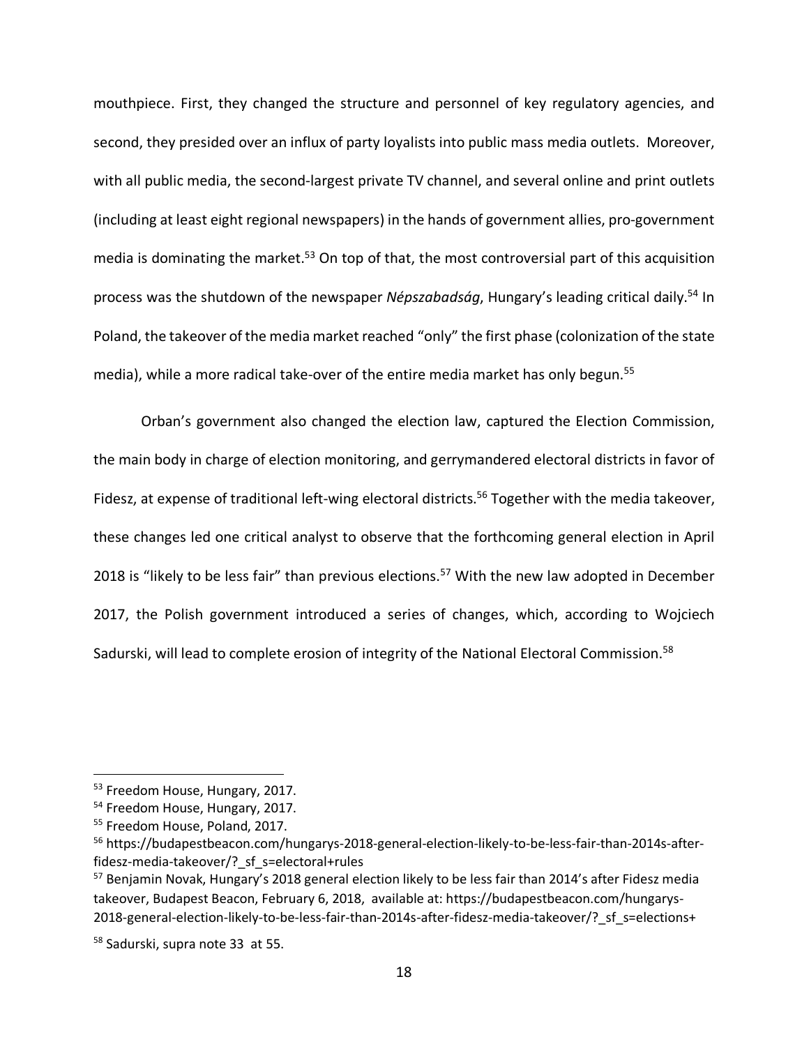mouthpiece. First, they changed the structure and personnel of key regulatory agencies, and second, they presided over an influx of party loyalists into public mass media outlets. Moreover, with all public media, the second-largest private TV channel, and several online and print outlets (including at least eight regional newspapers) in the hands of government allies, pro-government media is dominating the market.[53] On top of that, the most controversial part of this acquisition process was the shutdown of the newspaper *Népszabadság*, Hungary's leading critical daily.[54] In Poland, the takeover of the media market reached "only" the first phase (colonization of the state media), while a more radical take-over of the entire media market has only begun.[55]

Orban's government also changed the election law, captured the Election Commission, the main body in charge of election monitoring, and gerrymandered electoral districts in favor of Fidesz, at expense of traditional left-wing electoral districts.[56] Together with the media takeover, these changes led one critical analyst to observe that the forthcoming general election in April 2018 is "likely to be less fair" than previous elections.[57] With the new law adopted in December 2017, the Polish government introduced a series of changes, which, according to Wojciech Sadurski, will lead to complete erosion of integrity of the National Electoral Commission.[58]

---

[53] Freedom House, Hungary, 2017.

[54] Freedom House, Hungary, 2017.

[55] Freedom House, Poland, 2017.

[56] https://budapestbeacon.com/hungarys-2018-general-election-likely-to-be-less-fair-than-2014s-after-fidesz-media-takeover/?_sf_s=electoral+rules

[57] Benjamin Novak, Hungary's 2018 general election likely to be less fair than 2014's after Fidesz media takeover, Budapest Beacon, February 6, 2018, available at: https://budapestbeacon.com/hungarys-2018-general-election-likely-to-be-less-fair-than-2014s-after-fidesz-media-takeover/?_sf_s=elections+

[58] Sadurski, supra note 33 at 55.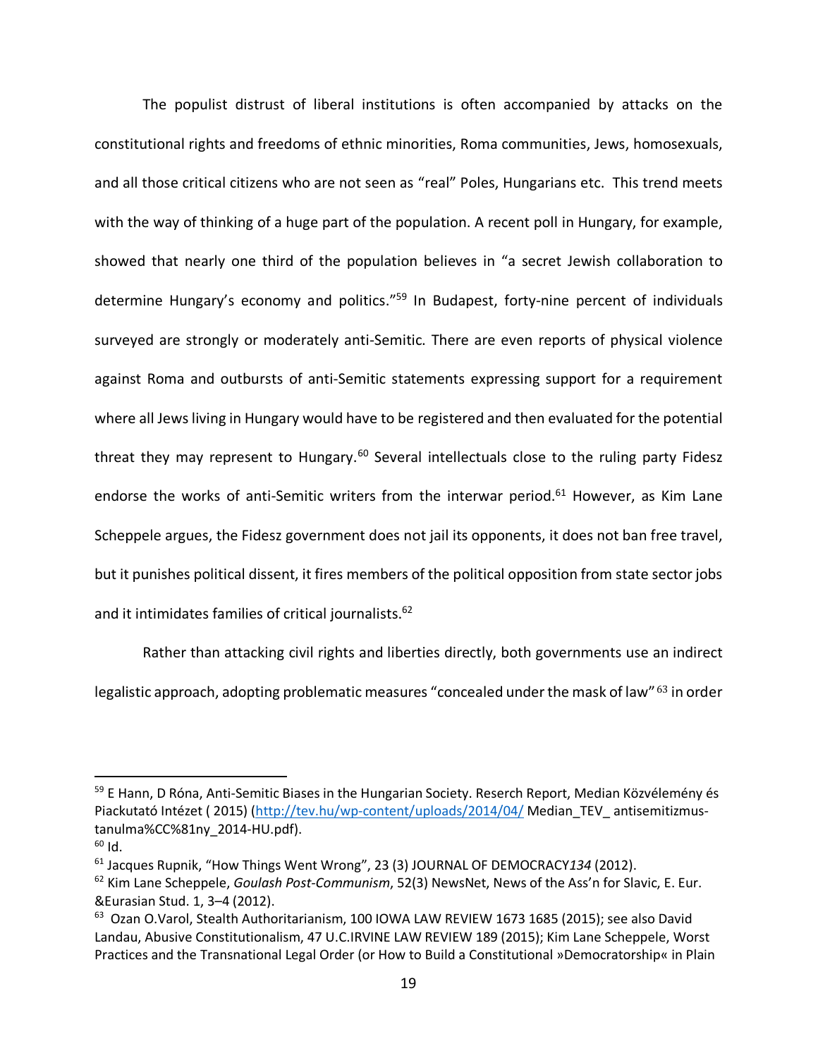The populist distrust of liberal institutions is often accompanied by attacks on the constitutional rights and freedoms of ethnic minorities, Roma communities, Jews, homosexuals, and all those critical citizens who are not seen as "real" Poles, Hungarians etc. This trend meets with the way of thinking of a huge part of the population. A recent poll in Hungary, for example, showed that nearly one third of the population believes in "a secret Jewish collaboration to determine Hungary's economy and politics."[59] In Budapest, forty-nine percent of individuals surveyed are strongly or moderately anti-Semitic. There are even reports of physical violence against Roma and outbursts of anti-Semitic statements expressing support for a requirement where all Jews living in Hungary would have to be registered and then evaluated for the potential threat they may represent to Hungary.[60] Several intellectuals close to the ruling party Fidesz endorse the works of anti-Semitic writers from the interwar period.[61] However, as Kim Lane Scheppele argues, the Fidesz government does not jail its opponents, it does not ban free travel, but it punishes political dissent, it fires members of the political opposition from state sector jobs and it intimidates families of critical journalists.[62]

Rather than attacking civil rights and liberties directly, both governments use an indirect legalistic approach, adopting problematic measures "concealed under the mask of law"[63] in order

---

[59] E Hann, D Róna, Anti-Semitic Biases in the Hungarian Society. Reserch Report, Median Közvélemény és Piackutató Intézet ( 2015) (http://tev.hu/wp-content/uploads/2014/04/ Median_TEV_ antisemitizmus-tanulma%CC%81ny_2014-HU.pdf).

[60] Id.

[61] Jacques Rupnik, "How Things Went Wrong", 23 (3) JOURNAL OF DEMOCRACY *134* (2012).

[62] Kim Lane Scheppele, *Goulash Post-Communism*, 52(3) NewsNet, News of the Ass'n for Slavic, E. Eur. &Eurasian Stud. 1, 3–4 (2012).

[63] Ozan O.Varol, Stealth Authoritarianism, 100 IOWA LAW REVIEW 1673 1685 (2015); see also David Landau, Abusive Constitutionalism, 47 U.C.IRVINE LAW REVIEW 189 (2015); Kim Lane Scheppele, Worst Practices and the Transnational Legal Order (or How to Build a Constitutional »Democratorship« in Plain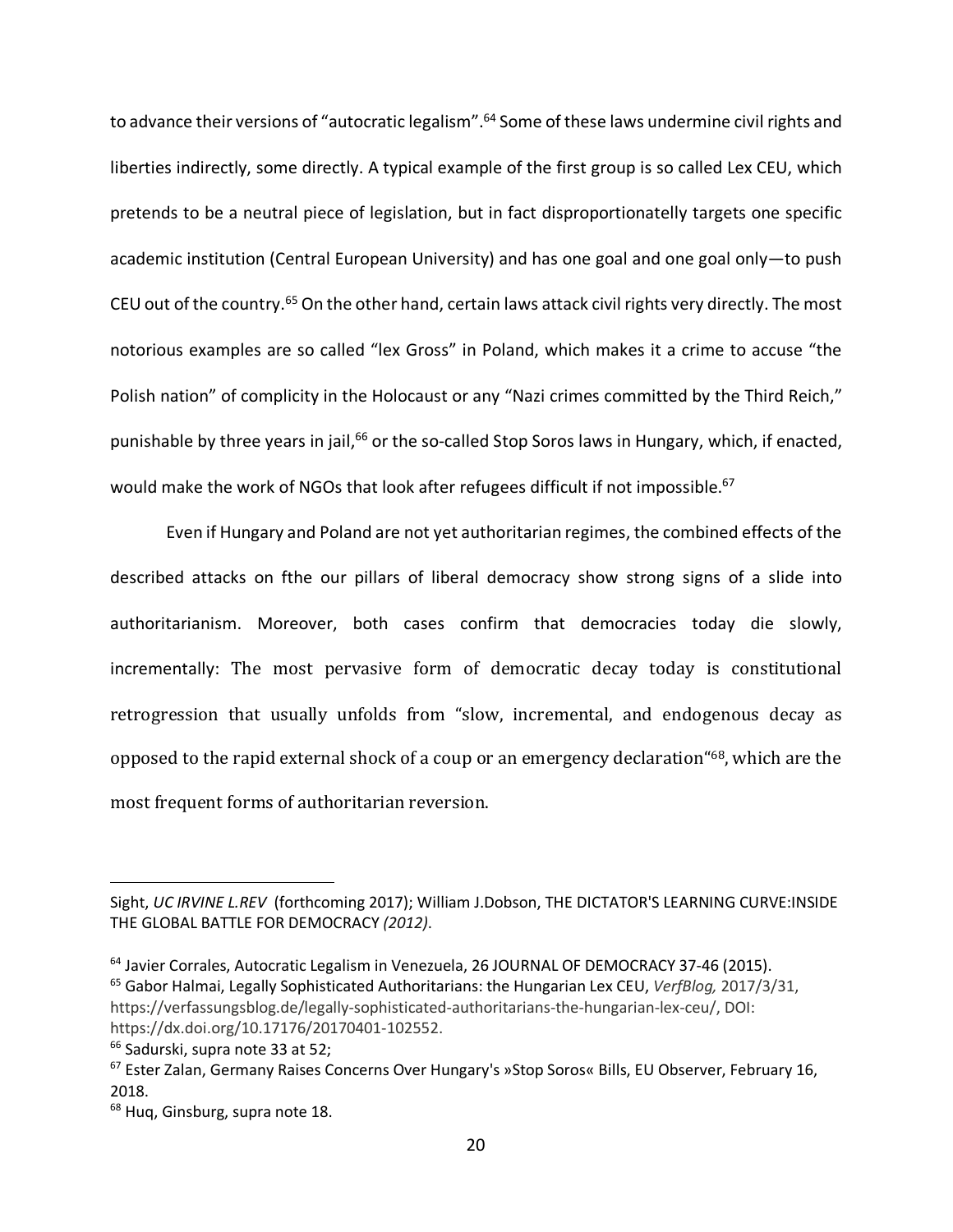to advance their versions of "autocratic legalism".[64] Some of these laws undermine civil rights and liberties indirectly, some directly. A typical example of the first group is so called Lex CEU, which pretends to be a neutral piece of legislation, but in fact disproportionatelly targets one specific academic institution (Central European University) and has one goal and one goal only—to push CEU out of the country.[65] On the other hand, certain laws attack civil rights very directly. The most notorious examples are so called "lex Gross" in Poland, which makes it a crime to accuse "the Polish nation" of complicity in the Holocaust or any "Nazi crimes committed by the Third Reich," punishable by three years in jail,[66] or the so-called Stop Soros laws in Hungary, which, if enacted, would make the work of NGOs that look after refugees difficult if not impossible.[67]

Even if Hungary and Poland are not yet authoritarian regimes, the combined effects of the described attacks on fthe our pillars of liberal democracy show strong signs of a slide into authoritarianism. Moreover, both cases confirm that democracies today die slowly, incrementally: The most pervasive form of democratic decay today is constitutional retrogression that usually unfolds from "slow, incremental, and endogenous decay as opposed to the rapid external shock of a coup or an emergency declaration"[68], which are the most frequent forms of authoritarian reversion.

---

Sight, *UC IRVINE L.REV* (forthcoming 2017); William J.Dobson, THE DICTATOR'S LEARNING CURVE:INSIDE THE GLOBAL BATTLE FOR DEMOCRACY *(2012)*.

[64] Javier Corrales, Autocratic Legalism in Venezuela, 26 JOURNAL OF DEMOCRACY 37-46 (2015).

[65] Gabor Halmai, Legally Sophisticated Authoritarians: the Hungarian Lex CEU, *VerfBlog,* 2017/3/31, https://verfassungsblog.de/legally-sophisticated-authoritarians-the-hungarian-lex-ceu/, DOI: https://dx.doi.org/10.17176/20170401-102552.

[66] Sadurski, supra note 33 at 52;

[67] Ester Zalan, Germany Raises Concerns Over Hungary's »Stop Soros« Bills, EU Observer, February 16, 2018.

[68] Huq, Ginsburg, supra note 18.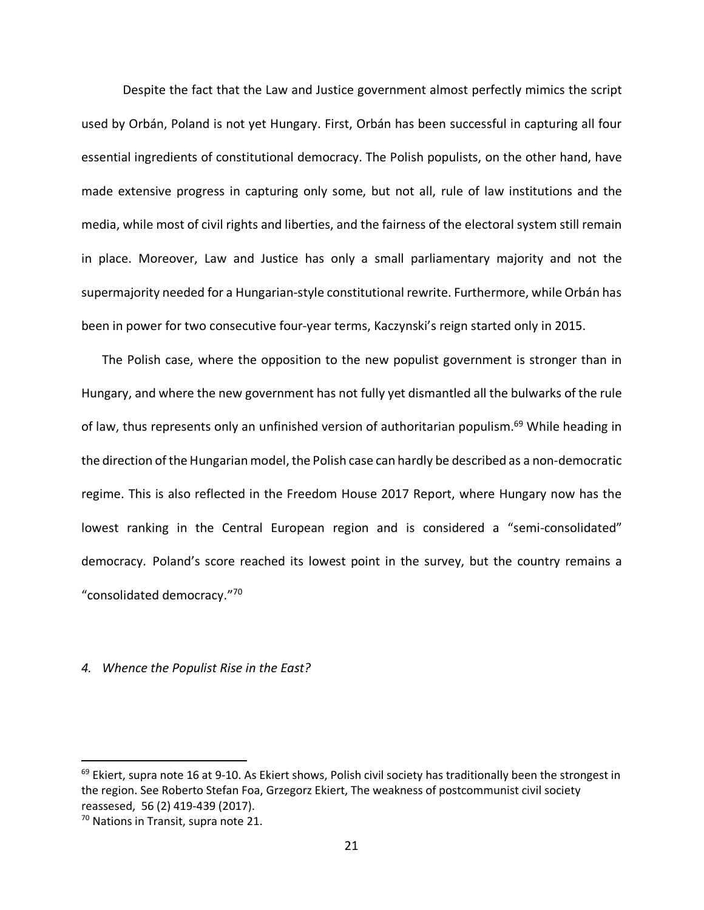Despite the fact that the Law and Justice government almost perfectly mimics the script used by Orbán, Poland is not yet Hungary. First, Orbán has been successful in capturing all four essential ingredients of constitutional democracy. The Polish populists, on the other hand, have made extensive progress in capturing only some, but not all, rule of law institutions and the media, while most of civil rights and liberties, and the fairness of the electoral system still remain in place. Moreover, Law and Justice has only a small parliamentary majority and not the supermajority needed for a Hungarian-style constitutional rewrite. Furthermore, while Orbán has been in power for two consecutive four-year terms, Kaczynski's reign started only in 2015.

The Polish case, where the opposition to the new populist government is stronger than in Hungary, and where the new government has not fully yet dismantled all the bulwarks of the rule of law, thus represents only an unfinished version of authoritarian populism.[69] While heading in the direction of the Hungarian model, the Polish case can hardly be described as a non-democratic regime. This is also reflected in the Freedom House 2017 Report, where Hungary now has the lowest ranking in the Central European region and is considered a "semi-consolidated" democracy. Poland's score reached its lowest point in the survey, but the country remains a "consolidated democracy."[70]

*4. Whence the Populist Rise in the East?*

---

[69] Ekiert, supra note 16 at 9-10. As Ekiert shows, Polish civil society has traditionally been the strongest in the region. See Roberto Stefan Foa, Grzegorz Ekiert, The weakness of postcommunist civil society reassesed, 56 (2) 419-439 (2017).

[70] Nations in Transit, supra note 21.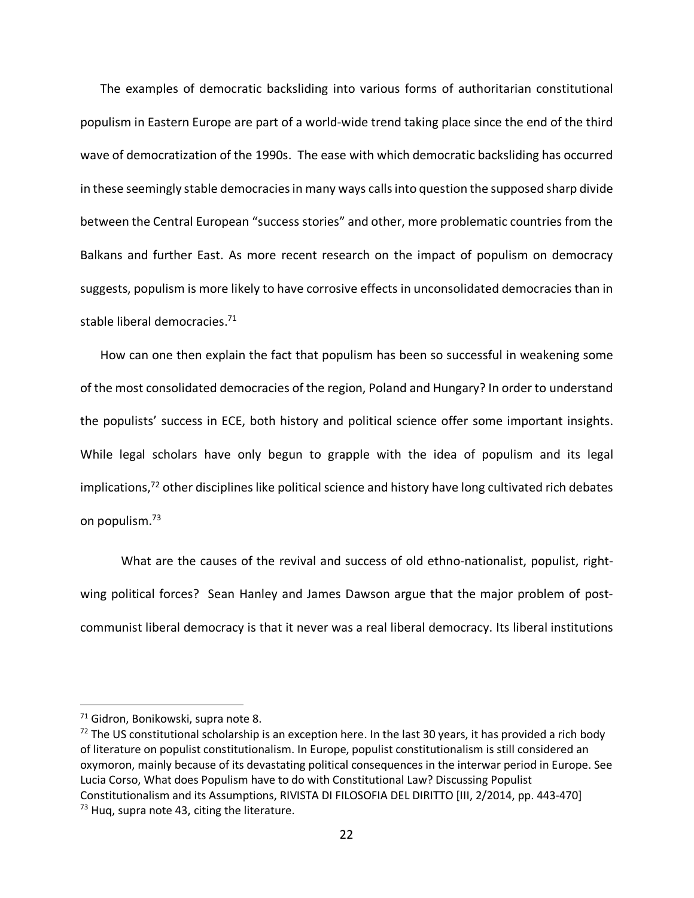The examples of democratic backsliding into various forms of authoritarian constitutional populism in Eastern Europe are part of a world-wide trend taking place since the end of the third wave of democratization of the 1990s. The ease with which democratic backsliding has occurred in these seemingly stable democracies in many ways calls into question the supposed sharp divide between the Central European "success stories" and other, more problematic countries from the Balkans and further East. As more recent research on the impact of populism on democracy suggests, populism is more likely to have corrosive effects in unconsolidated democracies than in stable liberal democracies.[71]

How can one then explain the fact that populism has been so successful in weakening some of the most consolidated democracies of the region, Poland and Hungary? In order to understand the populists' success in ECE, both history and political science offer some important insights. While legal scholars have only begun to grapple with the idea of populism and its legal implications,[72] other disciplines like political science and history have long cultivated rich debates on populism.[73]

What are the causes of the revival and success of old ethno-nationalist, populist, right-wing political forces? Sean Hanley and James Dawson argue that the major problem of post-communist liberal democracy is that it never was a real liberal democracy. Its liberal institutions

---

[71] Gidron, Bonikowski, supra note 8.

[72] The US constitutional scholarship is an exception here. In the last 30 years, it has provided a rich body of literature on populist constitutionalism. In Europe, populist constitutionalism is still considered an oxymoron, mainly because of its devastating political consequences in the interwar period in Europe. See Lucia Corso, What does Populism have to do with Constitutional Law? Discussing Populist Constitutionalism and its Assumptions, RIVISTA DI FILOSOFIA DEL DIRITTO [III, 2/2014, pp. 443-470]

[73] Huq, supra note 43, citing the literature.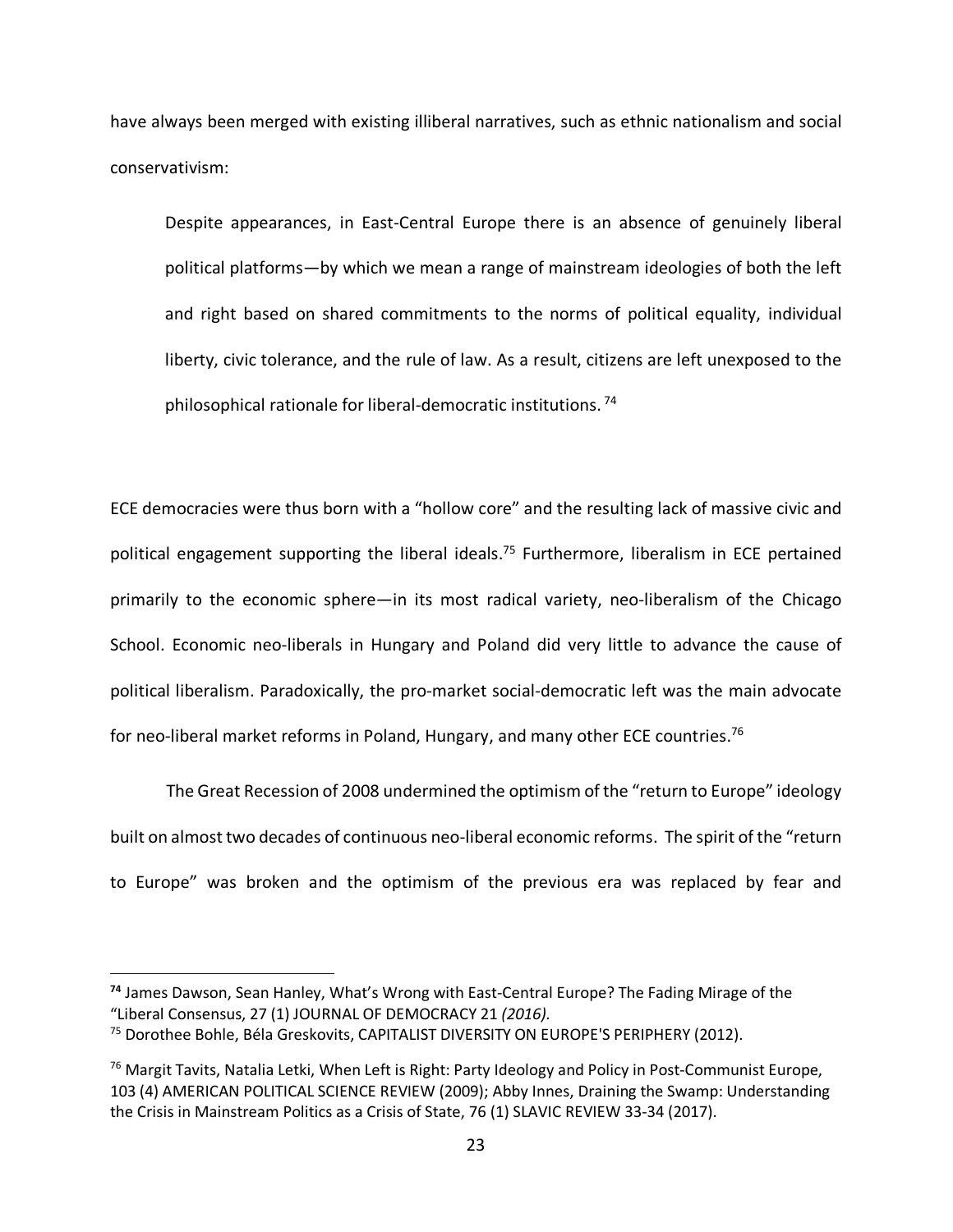have always been merged with existing illiberal narratives, such as ethnic nationalism and social conservativism:

> Despite appearances, in East-Central Europe there is an absence of genuinely liberal political platforms—by which we mean a range of mainstream ideologies of both the left and right based on shared commitments to the norms of political equality, individual liberty, civic tolerance, and the rule of law. As a result, citizens are left unexposed to the philosophical rationale for liberal-democratic institutions. [74]

ECE democracies were thus born with a "hollow core" and the resulting lack of massive civic and political engagement supporting the liberal ideals.[75] Furthermore, liberalism in ECE pertained primarily to the economic sphere—in its most radical variety, neo-liberalism of the Chicago School. Economic neo-liberals in Hungary and Poland did very little to advance the cause of political liberalism. Paradoxically, the pro-market social-democratic left was the main advocate for neo-liberal market reforms in Poland, Hungary, and many other ECE countries.[76]

The Great Recession of 2008 undermined the optimism of the "return to Europe" ideology built on almost two decades of continuous neo-liberal economic reforms. The spirit of the "return to Europe" was broken and the optimism of the previous era was replaced by fear and

---

**[74]** James Dawson, Sean Hanley, What's Wrong with East-Central Europe? The Fading Mirage of the "Liberal Consensus, 27 (1) JOURNAL OF DEMOCRACY 21 *(2016).*

[75] Dorothee Bohle, Béla Greskovits, CAPITALIST DIVERSITY ON EUROPE'S PERIPHERY (2012).

[76] Margit Tavits, Natalia Letki, When Left is Right: Party Ideology and Policy in Post-Communist Europe, 103 (4) AMERICAN POLITICAL SCIENCE REVIEW (2009); Abby Innes, Draining the Swamp: Understanding the Crisis in Mainstream Politics as a Crisis of State, 76 (1) SLAVIC REVIEW 33-34 (2017).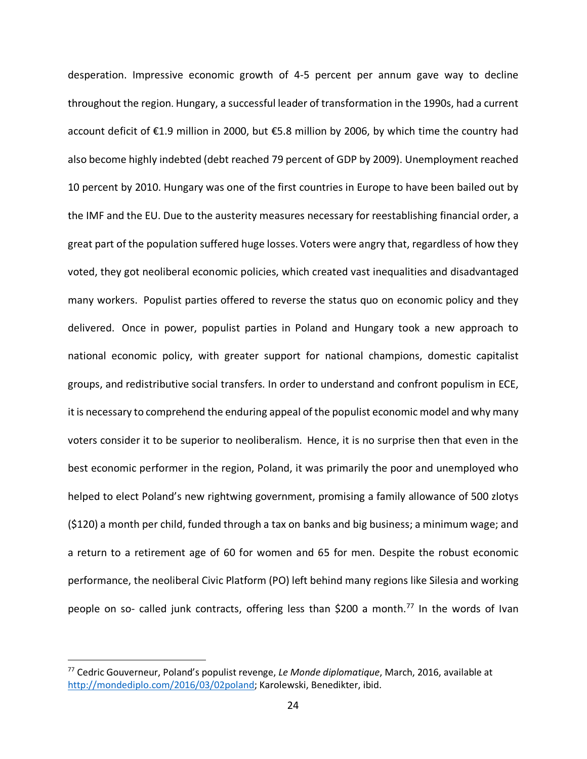desperation. Impressive economic growth of 4-5 percent per annum gave way to decline throughout the region. Hungary, a successful leader of transformation in the 1990s, had a current account deficit of €1.9 million in 2000, but €5.8 million by 2006, by which time the country had also become highly indebted (debt reached 79 percent of GDP by 2009). Unemployment reached 10 percent by 2010. Hungary was one of the first countries in Europe to have been bailed out by the IMF and the EU. Due to the austerity measures necessary for reestablishing financial order, a great part of the population suffered huge losses. Voters were angry that, regardless of how they voted, they got neoliberal economic policies, which created vast inequalities and disadvantaged many workers. Populist parties offered to reverse the status quo on economic policy and they delivered. Once in power, populist parties in Poland and Hungary took a new approach to national economic policy, with greater support for national champions, domestic capitalist groups, and redistributive social transfers. In order to understand and confront populism in ECE, it is necessary to comprehend the enduring appeal of the populist economic model and why many voters consider it to be superior to neoliberalism. Hence, it is no surprise then that even in the best economic performer in the region, Poland, it was primarily the poor and unemployed who helped to elect Poland's new rightwing government, promising a family allowance of 500 zlotys ($120) a month per child, funded through a tax on banks and big business; a minimum wage; and a return to a retirement age of 60 for women and 65 for men. Despite the robust economic performance, the neoliberal Civic Platform (PO) left behind many regions like Silesia and working people on so- called junk contracts, offering less than $200 a month.[77] In the words of Ivan

[77] Cedric Gouverneur, Poland's populist revenge, *Le Monde diplomatique*, March, 2016, available at http://mondediplo.com/2016/03/02poland; Karolewski, Benedikter, ibid.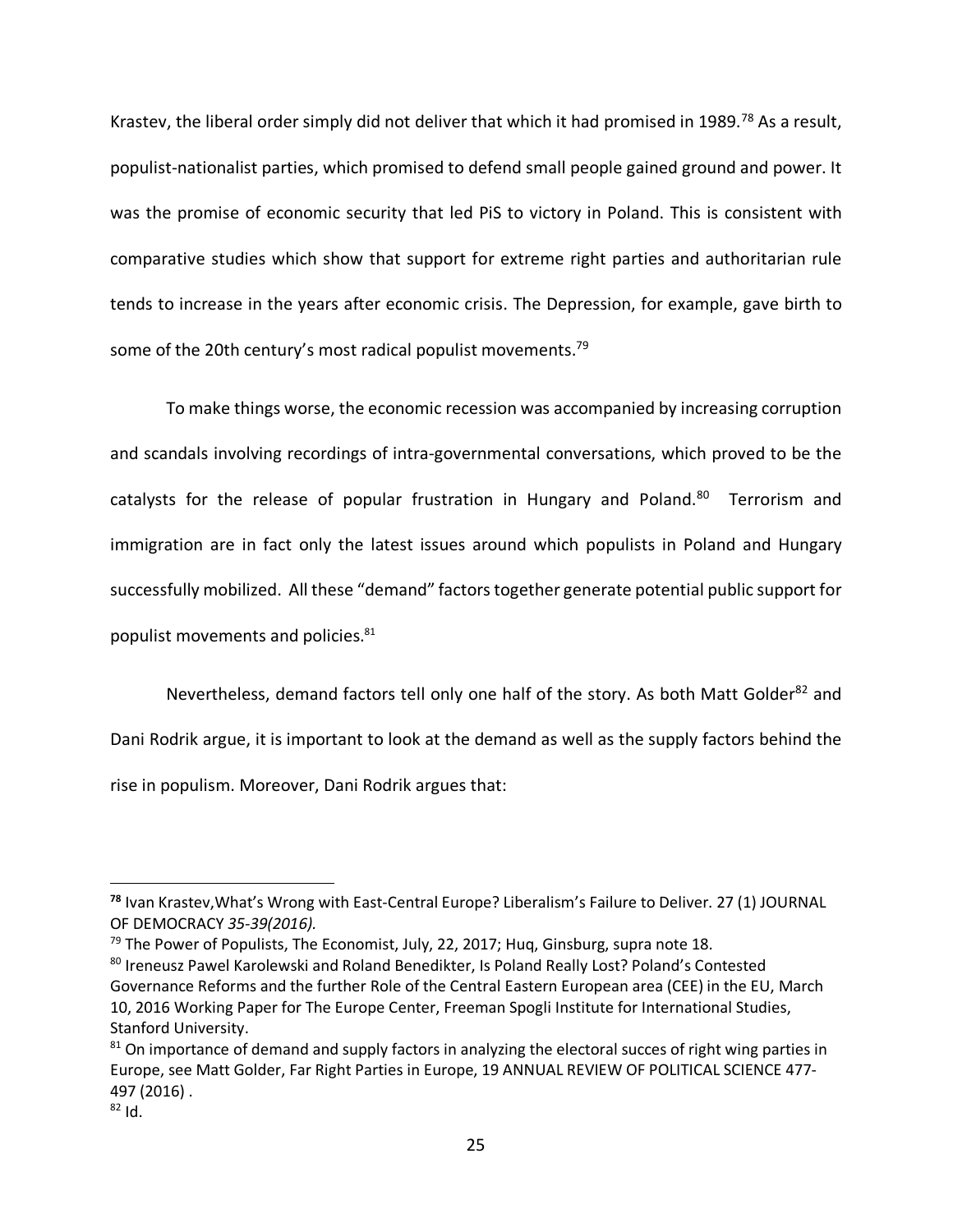Krastev, the liberal order simply did not deliver that which it had promised in 1989.[78] As a result, populist-nationalist parties, which promised to defend small people gained ground and power. It was the promise of economic security that led PiS to victory in Poland. This is consistent with comparative studies which show that support for extreme right parties and authoritarian rule tends to increase in the years after economic crisis. The Depression, for example, gave birth to some of the 20th century's most radical populist movements.[79]

To make things worse, the economic recession was accompanied by increasing corruption and scandals involving recordings of intra-governmental conversations, which proved to be the catalysts for the release of popular frustration in Hungary and Poland.[80] Terrorism and immigration are in fact only the latest issues around which populists in Poland and Hungary successfully mobilized. All these "demand" factors together generate potential public support for populist movements and policies.[81]

Nevertheless, demand factors tell only one half of the story. As both Matt Golder[82] and Dani Rodrik argue, it is important to look at the demand as well as the supply factors behind the rise in populism. Moreover, Dani Rodrik argues that:

---

[78] Ivan Krastev,What's Wrong with East-Central Europe? Liberalism's Failure to Deliver. 27 (1) JOURNAL OF DEMOCRACY *35-39(2016).*

[79] The Power of Populists, The Economist, July, 22, 2017; Huq, Ginsburg, supra note 18.

[80] Ireneusz Pawel Karolewski and Roland Benedikter, Is Poland Really Lost? Poland's Contested Governance Reforms and the further Role of the Central Eastern European area (CEE) in the EU, March 10, 2016 Working Paper for The Europe Center, Freeman Spogli Institute for International Studies, Stanford University.

[81] On importance of demand and supply factors in analyzing the electoral succes of right wing parties in Europe, see Matt Golder, Far Right Parties in Europe, 19 ANNUAL REVIEW OF POLITICAL SCIENCE 477-497 (2016) .

[82] Id.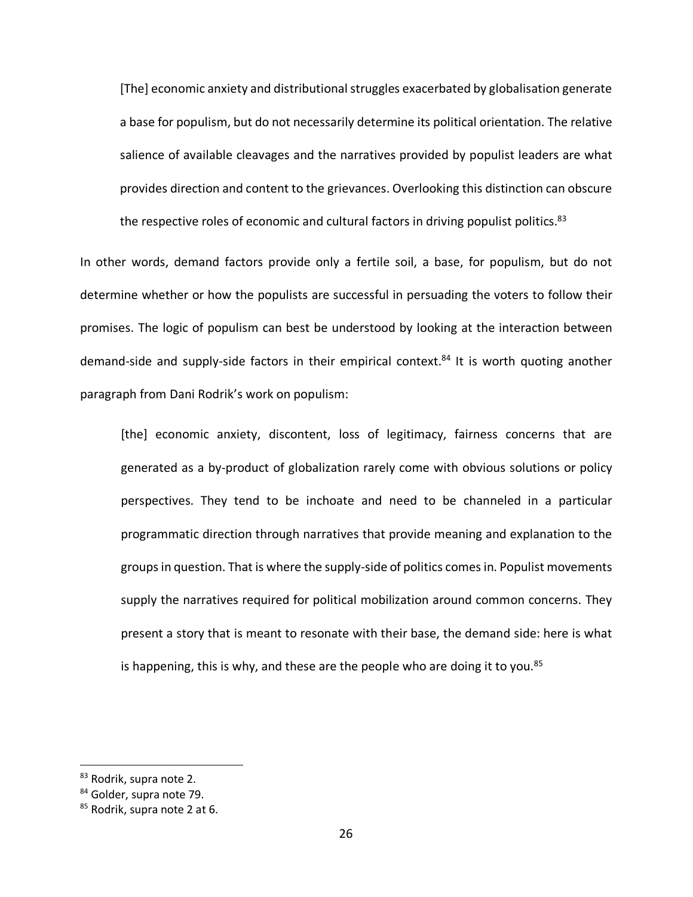> [The] economic anxiety and distributional struggles exacerbated by globalisation generate a base for populism, but do not necessarily determine its political orientation. The relative salience of available cleavages and the narratives provided by populist leaders are what provides direction and content to the grievances. Overlooking this distinction can obscure the respective roles of economic and cultural factors in driving populist politics.[83]

In other words, demand factors provide only a fertile soil, a base, for populism, but do not determine whether or how the populists are successful in persuading the voters to follow their promises. The logic of populism can best be understood by looking at the interaction between demand-side and supply-side factors in their empirical context.[84] It is worth quoting another paragraph from Dani Rodrik's work on populism:

> [the] economic anxiety, discontent, loss of legitimacy, fairness concerns that are generated as a by-product of globalization rarely come with obvious solutions or policy perspectives. They tend to be inchoate and need to be channeled in a particular programmatic direction through narratives that provide meaning and explanation to the groups in question. That is where the supply-side of politics comes in. Populist movements supply the narratives required for political mobilization around common concerns. They present a story that is meant to resonate with their base, the demand side: here is what is happening, this is why, and these are the people who are doing it to you.[85]

---

[83] Rodrik, supra note 2.

[84] Golder, supra note 79.

[85] Rodrik, supra note 2 at 6.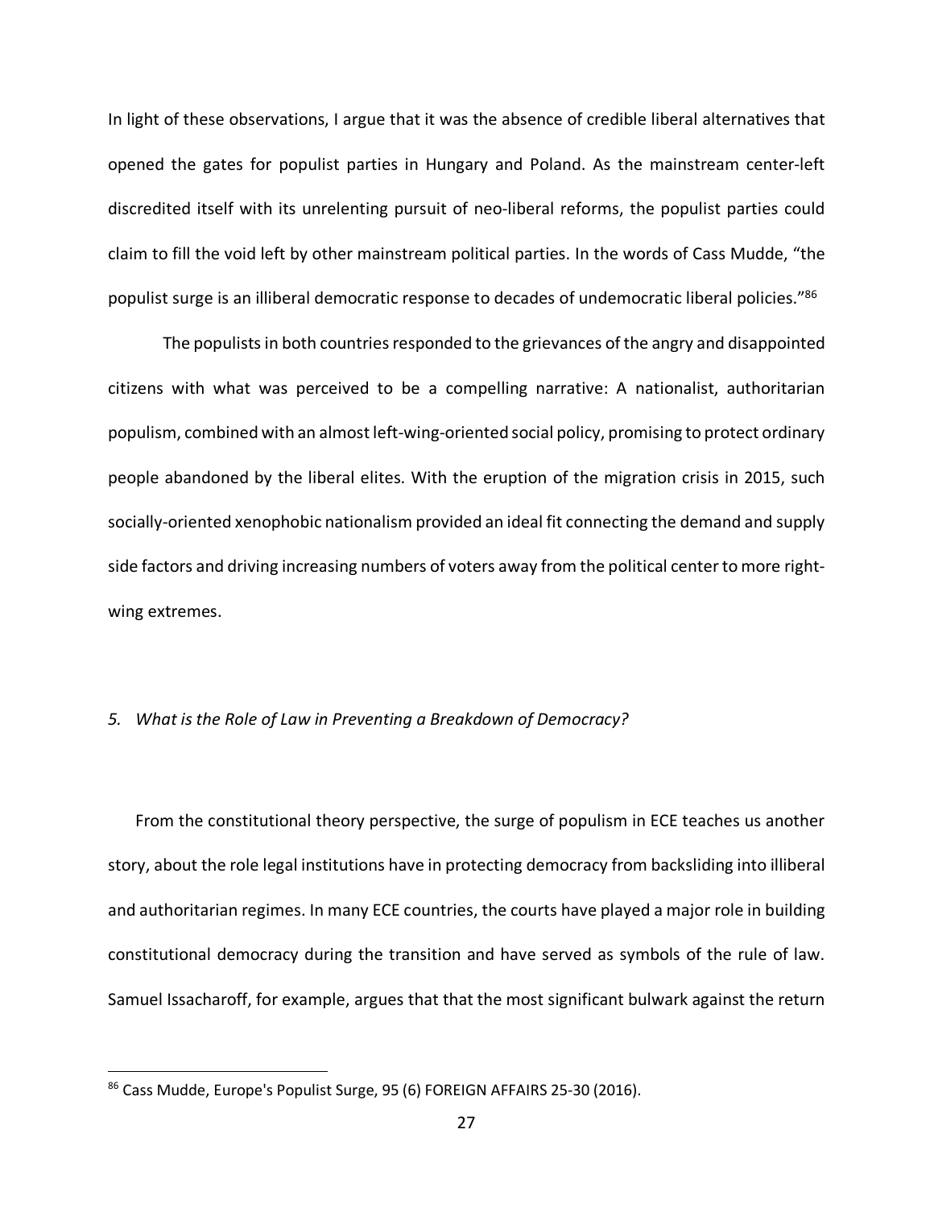In light of these observations, I argue that it was the absence of credible liberal alternatives that opened the gates for populist parties in Hungary and Poland. As the mainstream center-left discredited itself with its unrelenting pursuit of neo-liberal reforms, the populist parties could claim to fill the void left by other mainstream political parties. In the words of Cass Mudde, "the populist surge is an illiberal democratic response to decades of undemocratic liberal policies."[86]

The populists in both countries responded to the grievances of the angry and disappointed citizens with what was perceived to be a compelling narrative: A nationalist, authoritarian populism, combined with an almost left-wing-oriented social policy, promising to protect ordinary people abandoned by the liberal elites. With the eruption of the migration crisis in 2015, such socially-oriented xenophobic nationalism provided an ideal fit connecting the demand and supply side factors and driving increasing numbers of voters away from the political center to more right-wing extremes.

### *5. What is the Role of Law in Preventing a Breakdown of Democracy?*

From the constitutional theory perspective, the surge of populism in ECE teaches us another story, about the role legal institutions have in protecting democracy from backsliding into illiberal and authoritarian regimes. In many ECE countries, the courts have played a major role in building constitutional democracy during the transition and have served as symbols of the rule of law. Samuel Issacharoff, for example, argues that that the most significant bulwark against the return

---

[86] Cass Mudde, Europe's Populist Surge, 95 (6) FOREIGN AFFAIRS 25-30 (2016).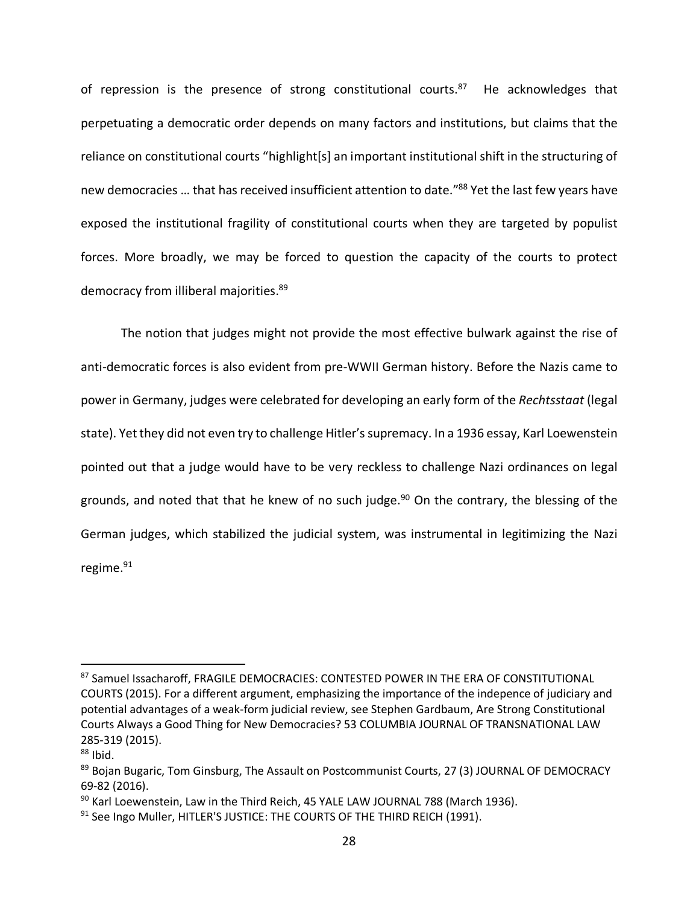of repression is the presence of strong constitutional courts.[87] He acknowledges that perpetuating a democratic order depends on many factors and institutions, but claims that the reliance on constitutional courts "highlight[s] an important institutional shift in the structuring of new democracies … that has received insufficient attention to date."[88] Yet the last few years have exposed the institutional fragility of constitutional courts when they are targeted by populist forces. More broadly, we may be forced to question the capacity of the courts to protect democracy from illiberal majorities.[89]

The notion that judges might not provide the most effective bulwark against the rise of anti-democratic forces is also evident from pre-WWII German history. Before the Nazis came to power in Germany, judges were celebrated for developing an early form of the *Rechtsstaat* (legal state). Yet they did not even try to challenge Hitler's supremacy. In a 1936 essay, Karl Loewenstein pointed out that a judge would have to be very reckless to challenge Nazi ordinances on legal grounds, and noted that that he knew of no such judge.[90] On the contrary, the blessing of the German judges, which stabilized the judicial system, was instrumental in legitimizing the Nazi regime.[91]

---

[87] Samuel Issacharoff, FRAGILE DEMOCRACIES: CONTESTED POWER IN THE ERA OF CONSTITUTIONAL COURTS (2015). For a different argument, emphasizing the importance of the indepence of judiciary and potential advantages of a weak-form judicial review, see Stephen Gardbaum, Are Strong Constitutional Courts Always a Good Thing for New Democracies? 53 COLUMBIA JOURNAL OF TRANSNATIONAL LAW 285-319 (2015).

[88] Ibid.

[89] Bojan Bugaric, Tom Ginsburg, The Assault on Postcommunist Courts, 27 (3) JOURNAL OF DEMOCRACY 69-82 (2016).

[90] Karl Loewenstein, Law in the Third Reich, 45 YALE LAW JOURNAL 788 (March 1936).

[91] See Ingo Muller, HITLER'S JUSTICE: THE COURTS OF THE THIRD REICH (1991).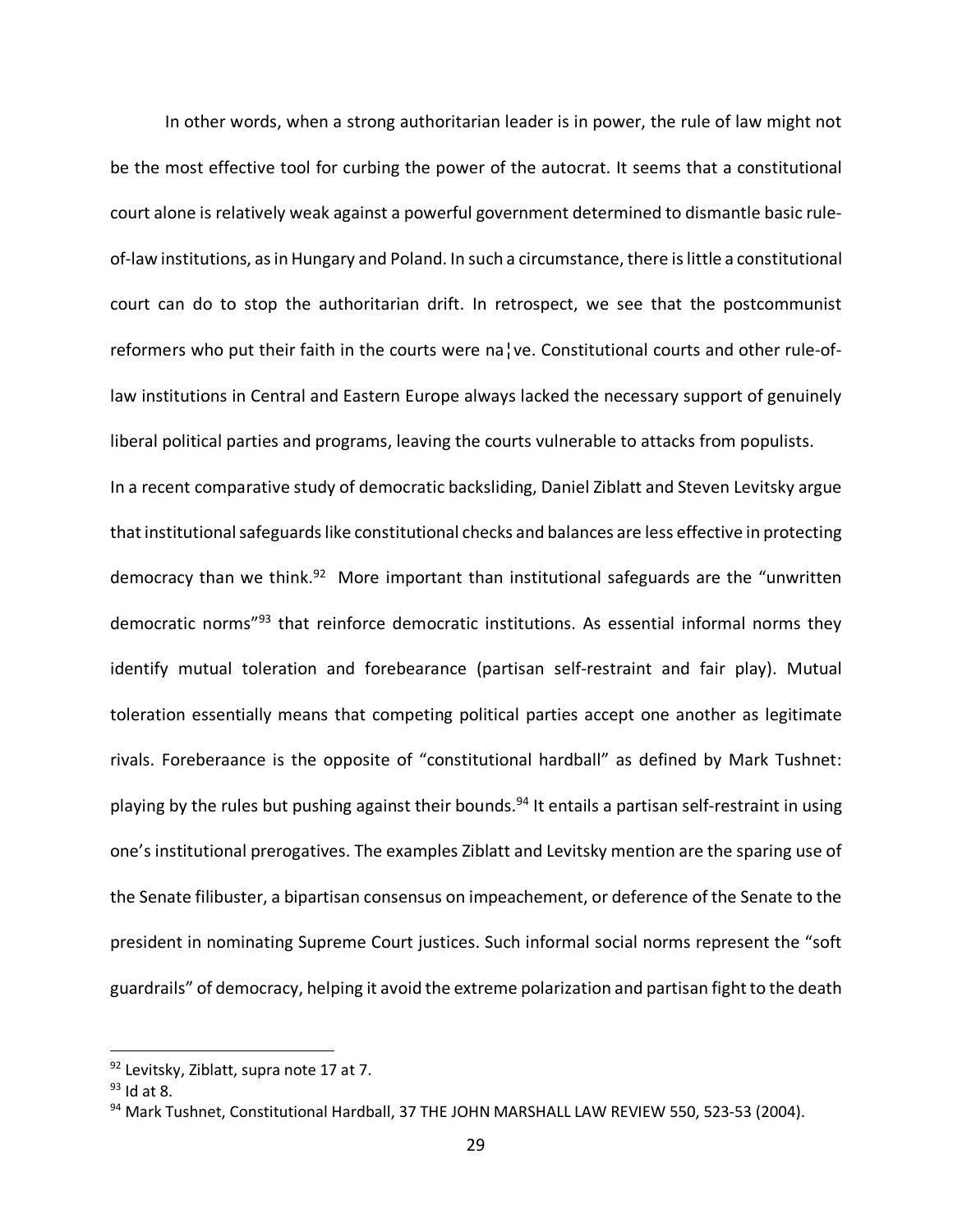In other words, when a strong authoritarian leader is in power, the rule of law might not be the most effective tool for curbing the power of the autocrat. It seems that a constitutional court alone is relatively weak against a powerful government determined to dismantle basic rule-of-law institutions, as in Hungary and Poland. In such a circumstance, there is little a constitutional court can do to stop the authoritarian drift. In retrospect, we see that the postcommunist reformers who put their faith in the courts were na¦ve. Constitutional courts and other rule-of-law institutions in Central and Eastern Europe always lacked the necessary support of genuinely liberal political parties and programs, leaving the courts vulnerable to attacks from populists.

In a recent comparative study of democratic backsliding, Daniel Ziblatt and Steven Levitsky argue that institutional safeguards like constitutional checks and balances are less effective in protecting democracy than we think.[92] More important than institutional safeguards are the "unwritten democratic norms"[93] that reinforce democratic institutions. As essential informal norms they identify mutual toleration and forebearance (partisan self-restraint and fair play). Mutual toleration essentially means that competing political parties accept one another as legitimate rivals. Foreberaance is the opposite of "constitutional hardball" as defined by Mark Tushnet: playing by the rules but pushing against their bounds.[94] It entails a partisan self-restraint in using one's institutional prerogatives. The examples Ziblatt and Levitsky mention are the sparing use of the Senate filibuster, a bipartisan consensus on impeachement, or deference of the Senate to the president in nominating Supreme Court justices. Such informal social norms represent the "soft guardrails" of democracy, helping it avoid the extreme polarization and partisan fight to the death

---

[92] Levitsky, Ziblatt, supra note 17 at 7.

[93] Id at 8.

[94] Mark Tushnet, Constitutional Hardball, 37 THE JOHN MARSHALL LAW REVIEW 550, 523-53 (2004).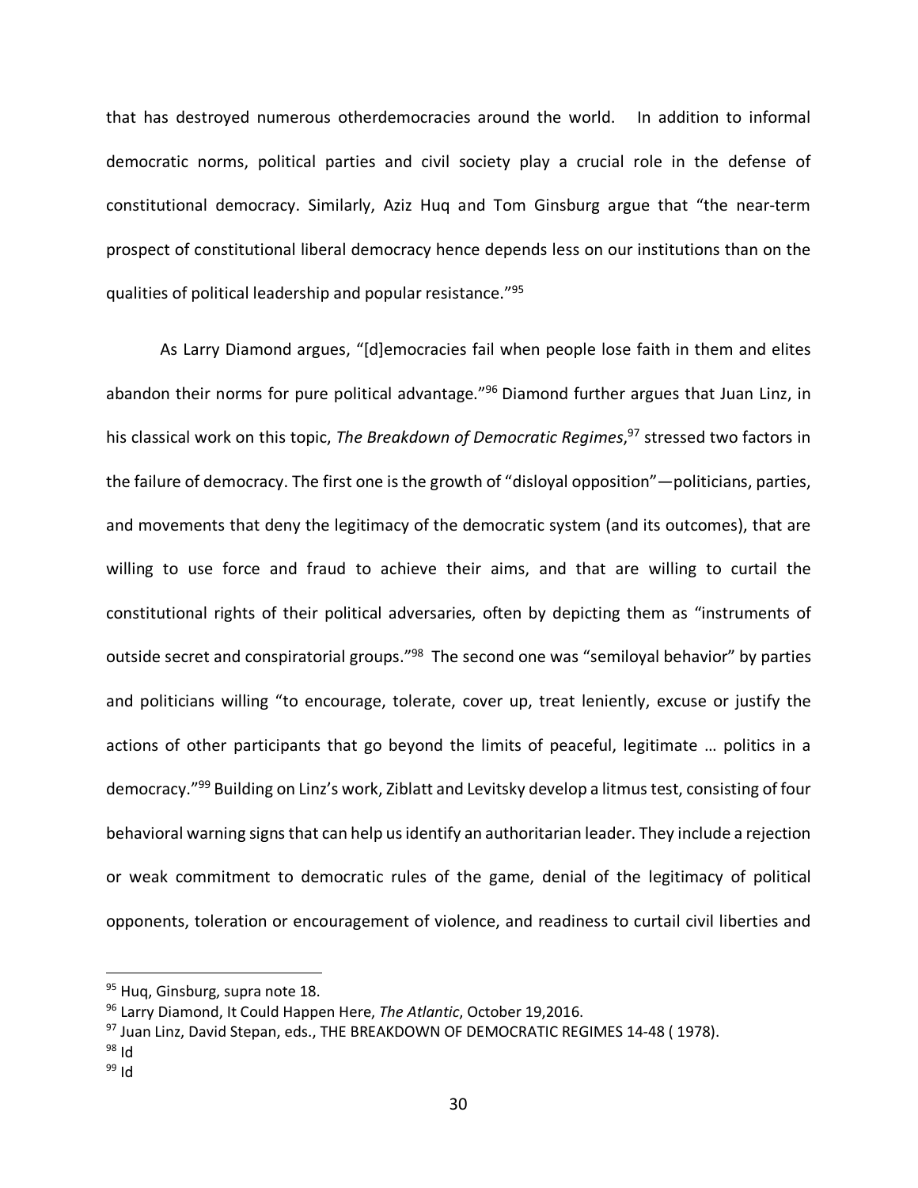that has destroyed numerous otherdemocracies around the world. In addition to informal democratic norms, political parties and civil society play a crucial role in the defense of constitutional democracy. Similarly, Aziz Huq and Tom Ginsburg argue that "the near-term prospect of constitutional liberal democracy hence depends less on our institutions than on the qualities of political leadership and popular resistance."[95]

As Larry Diamond argues, "[d]emocracies fail when people lose faith in them and elites abandon their norms for pure political advantage."[96] Diamond further argues that Juan Linz, in his classical work on this topic, *The Breakdown of Democratic Regimes*,[97] stressed two factors in the failure of democracy. The first one is the growth of "disloyal opposition"—politicians, parties, and movements that deny the legitimacy of the democratic system (and its outcomes), that are willing to use force and fraud to achieve their aims, and that are willing to curtail the constitutional rights of their political adversaries, often by depicting them as "instruments of outside secret and conspiratorial groups."[98] The second one was "semiloyal behavior" by parties and politicians willing "to encourage, tolerate, cover up, treat leniently, excuse or justify the actions of other participants that go beyond the limits of peaceful, legitimate … politics in a democracy."[99] Building on Linz's work, Ziblatt and Levitsky develop a litmus test, consisting of four behavioral warning signs that can help us identify an authoritarian leader. They include a rejection or weak commitment to democratic rules of the game, denial of the legitimacy of political opponents, toleration or encouragement of violence, and readiness to curtail civil liberties and

---

[95] Huq, Ginsburg, supra note 18.

[96] Larry Diamond, It Could Happen Here, *The Atlantic*, October 19,2016.

[97] Juan Linz, David Stepan, eds., THE BREAKDOWN OF DEMOCRATIC REGIMES 14-48 ( 1978).

[98] Id

[99] Id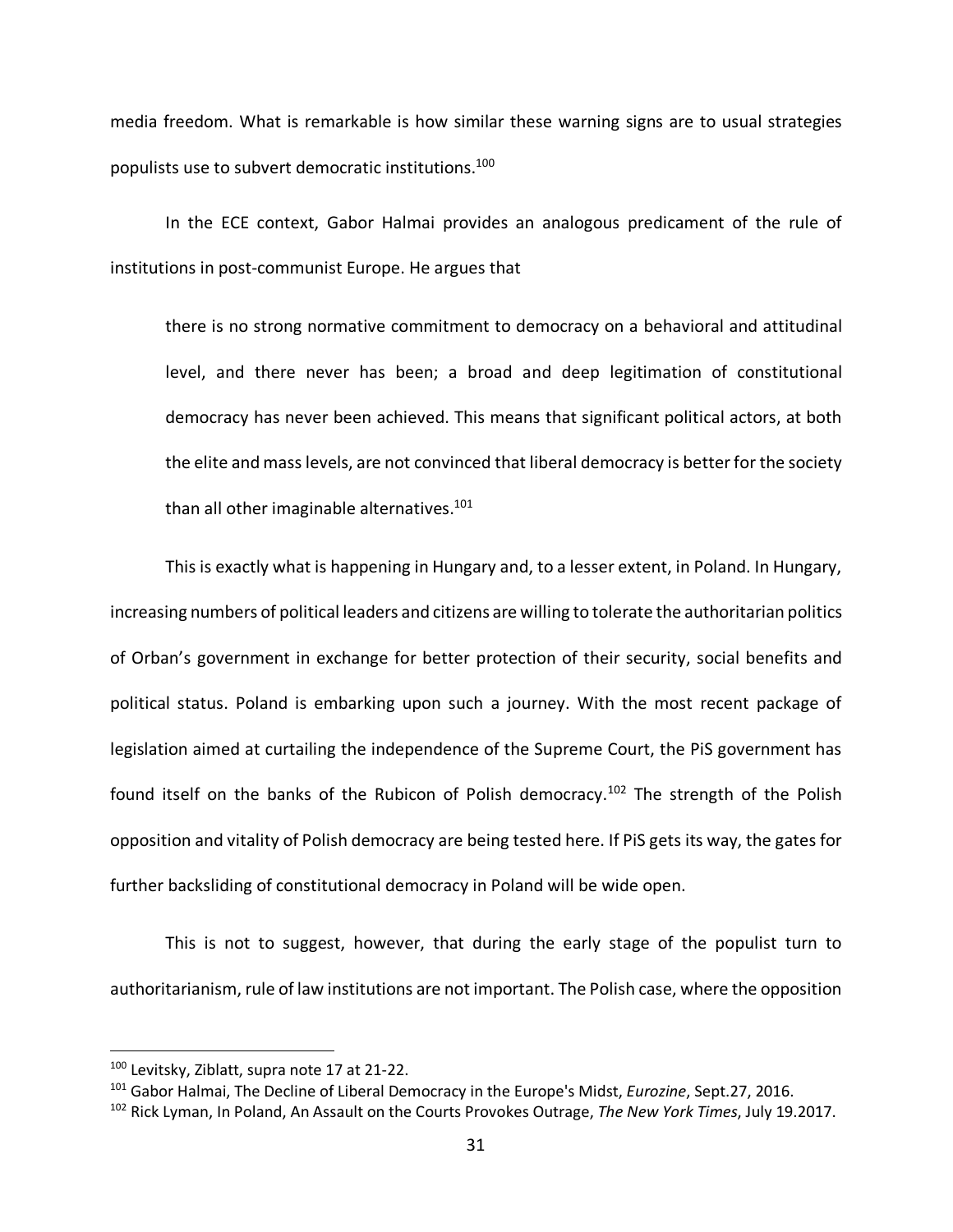media freedom. What is remarkable is how similar these warning signs are to usual strategies populists use to subvert democratic institutions.[100]

In the ECE context, Gabor Halmai provides an analogous predicament of the rule of institutions in post-communist Europe. He argues that

> there is no strong normative commitment to democracy on a behavioral and attitudinal level, and there never has been; a broad and deep legitimation of constitutional democracy has never been achieved. This means that significant political actors, at both the elite and mass levels, are not convinced that liberal democracy is better for the society than all other imaginable alternatives.[101]

This is exactly what is happening in Hungary and, to a lesser extent, in Poland. In Hungary, increasing numbers of political leaders and citizens are willing to tolerate the authoritarian politics of Orban's government in exchange for better protection of their security, social benefits and political status. Poland is embarking upon such a journey. With the most recent package of legislation aimed at curtailing the independence of the Supreme Court, the PiS government has found itself on the banks of the Rubicon of Polish democracy.[102] The strength of the Polish opposition and vitality of Polish democracy are being tested here. If PiS gets its way, the gates for further backsliding of constitutional democracy in Poland will be wide open.

This is not to suggest, however, that during the early stage of the populist turn to authoritarianism, rule of law institutions are not important. The Polish case, where the opposition

---

[100] Levitsky, Ziblatt, supra note 17 at 21-22.

[101] Gabor Halmai, The Decline of Liberal Democracy in the Europe's Midst, *Eurozine*, Sept.27, 2016.

[102] Rick Lyman, In Poland, An Assault on the Courts Provokes Outrage, *The New York Times*, July 19.2017.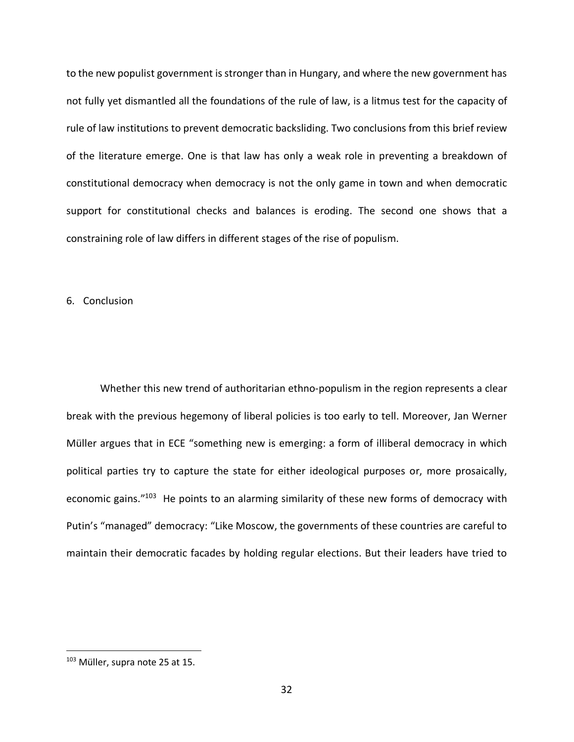to the new populist government is stronger than in Hungary, and where the new government has not fully yet dismantled all the foundations of the rule of law, is a litmus test for the capacity of rule of law institutions to prevent democratic backsliding. Two conclusions from this brief review of the literature emerge. One is that law has only a weak role in preventing a breakdown of constitutional democracy when democracy is not the only game in town and when democratic support for constitutional checks and balances is eroding. The second one shows that a constraining role of law differs in different stages of the rise of populism.

## 6. Conclusion

Whether this new trend of authoritarian ethno-populism in the region represents a clear break with the previous hegemony of liberal policies is too early to tell. Moreover, Jan Werner Müller argues that in ECE "something new is emerging: a form of illiberal democracy in which political parties try to capture the state for either ideological purposes or, more prosaically, economic gains."[103] He points to an alarming similarity of these new forms of democracy with Putin's "managed" democracy: "Like Moscow, the governments of these countries are careful to maintain their democratic facades by holding regular elections. But their leaders have tried to

---

[103] Müller, supra note 25 at 15.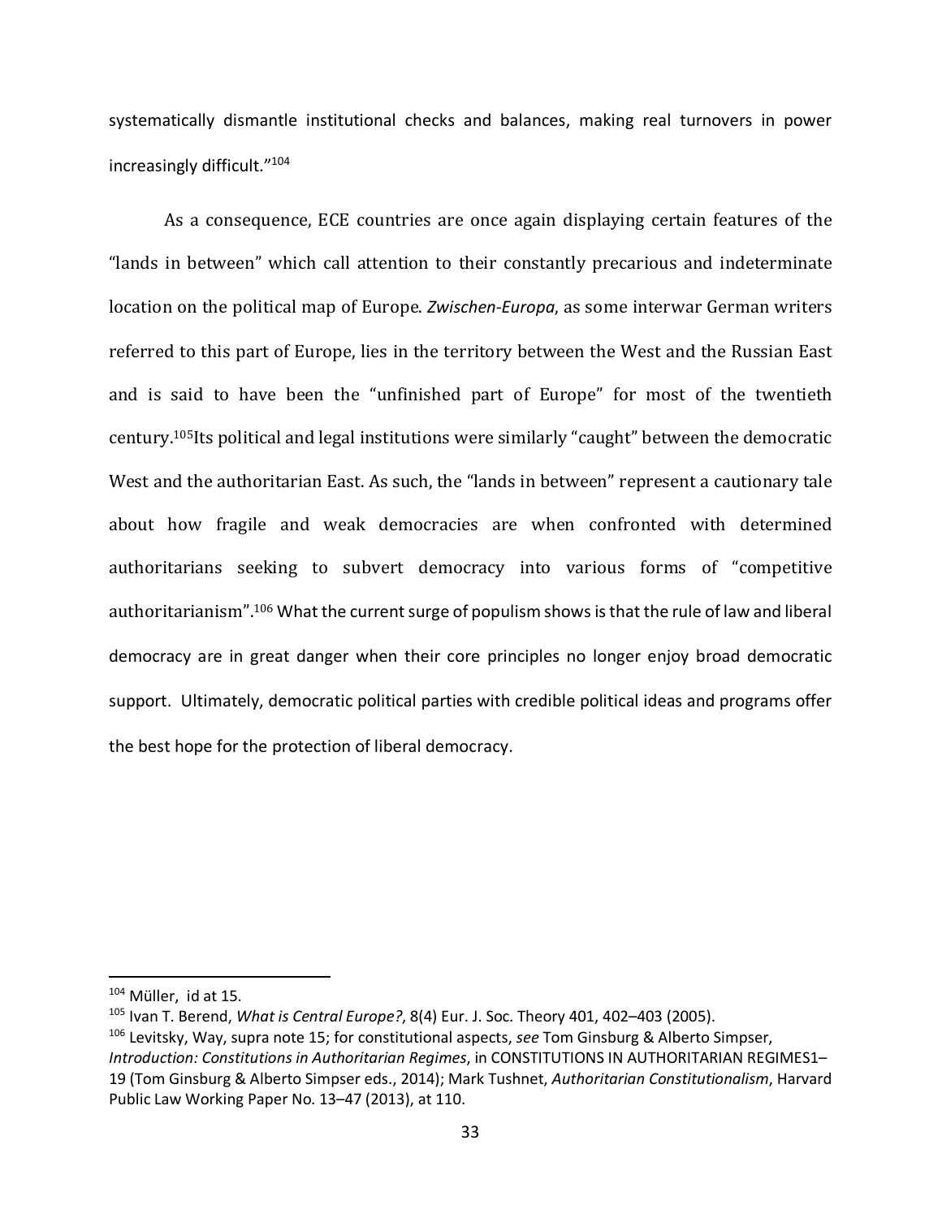systematically dismantle institutional checks and balances, making real turnovers in power increasingly difficult."[104]

As a consequence, ECE countries are once again displaying certain features of the "lands in between" which call attention to their constantly precarious and indeterminate location on the political map of Europe. *Zwischen-Europa*, as some interwar German writers referred to this part of Europe, lies in the territory between the West and the Russian East and is said to have been the "unfinished part of Europe" for most of the twentieth century.[105]Its political and legal institutions were similarly "caught" between the democratic West and the authoritarian East. As such, the "lands in between" represent a cautionary tale about how fragile and weak democracies are when confronted with determined authoritarians seeking to subvert democracy into various forms of "competitive authoritarianism".[106] What the current surge of populism shows is that the rule of law and liberal democracy are in great danger when their core principles no longer enjoy broad democratic support. Ultimately, democratic political parties with credible political ideas and programs offer the best hope for the protection of liberal democracy.

---

[104] Müller, id at 15.

[105] Ivan T. Berend, *What is Central Europe?*, 8(4) Eur. J. Soc. Theory 401, 402–403 (2005).

[106] Levitsky, Way, supra note 15; for constitutional aspects, *see* Tom Ginsburg & Alberto Simpser, *Introduction: Constitutions in Authoritarian Regimes*, in CONSTITUTIONS IN AUTHORITARIAN REGIMES1–19 (Tom Ginsburg & Alberto Simpser eds., 2014); Mark Tushnet, *Authoritarian Constitutionalism*, Harvard Public Law Working Paper No. 13–47 (2013), at 110.